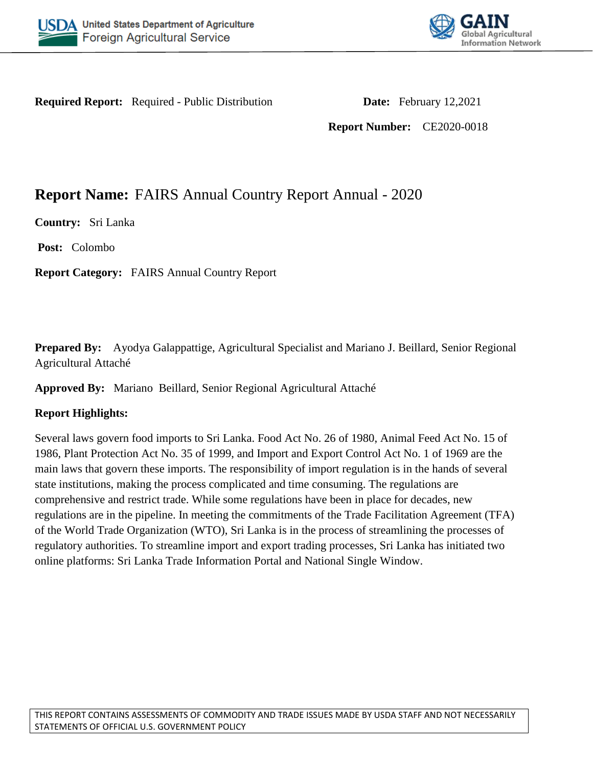USDA United States Department of Agriculture
Foreign Agricultural Service

GAIN Global Agricultural Information Network

**Required Report:** Required - Public Distribution

**Date:** February 12,2021

**Report Number:** CE2020-0018

# Report Name: FAIRS Annual Country Report Annual - 2020

**Country:** Sri Lanka

**Post:** Colombo

**Report Category:** FAIRS Annual Country Report

**Prepared By:** Ayodya Galappattige, Agricultural Specialist and Mariano J. Beillard, Senior Regional Agricultural Attaché

**Approved By:** Mariano Beillard, Senior Regional Agricultural Attaché

**Report Highlights:**

Several laws govern food imports to Sri Lanka. Food Act No. 26 of 1980, Animal Feed Act No. 15 of 1986, Plant Protection Act No. 35 of 1999, and Import and Export Control Act No. 1 of 1969 are the main laws that govern these imports. The responsibility of import regulation is in the hands of several state institutions, making the process complicated and time consuming. The regulations are comprehensive and restrict trade. While some regulations have been in place for decades, new regulations are in the pipeline. In meeting the commitments of the Trade Facilitation Agreement (TFA) of the World Trade Organization (WTO), Sri Lanka is in the process of streamlining the processes of regulatory authorities. To streamline import and export trading processes, Sri Lanka has initiated two online platforms: Sri Lanka Trade Information Portal and National Single Window.

THIS REPORT CONTAINS ASSESSMENTS OF COMMODITY AND TRADE ISSUES MADE BY USDA STAFF AND NOT NECESSARILY STATEMENTS OF OFFICIAL U.S. GOVERNMENT POLICY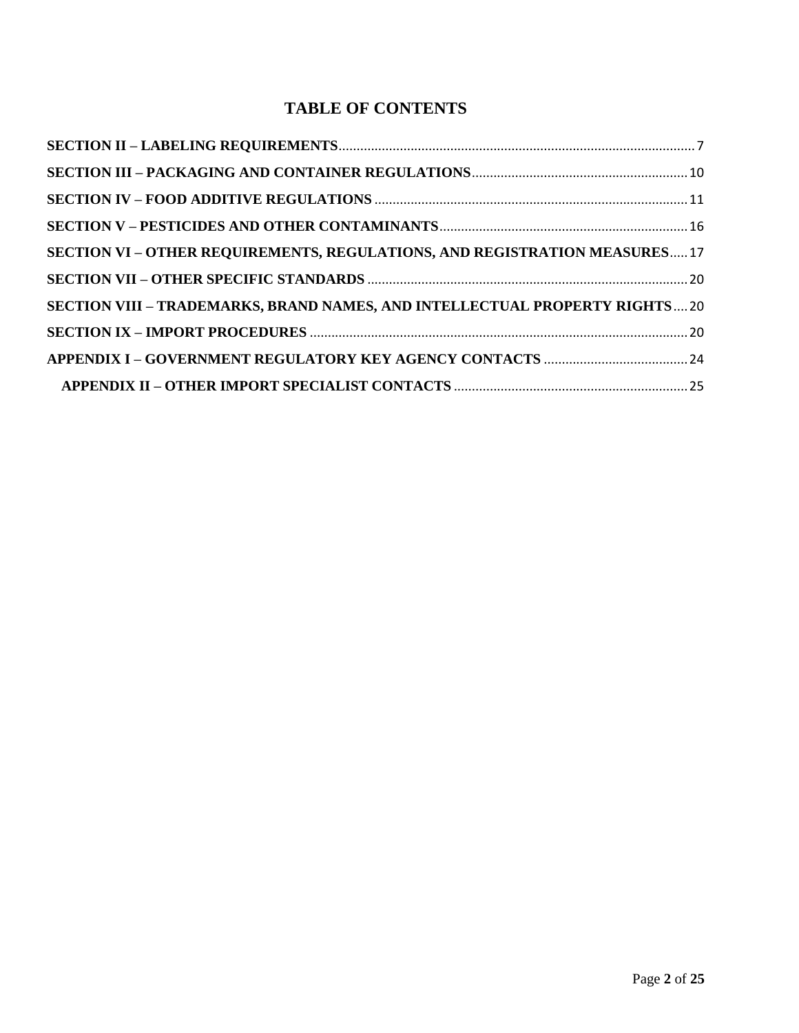# TABLE OF CONTENTS

**SECTION II – LABELING REQUIREMENTS** .......... 7

**SECTION III – PACKAGING AND CONTAINER REGULATIONS** .......... 10

**SECTION IV – FOOD ADDITIVE REGULATIONS** .......... 11

**SECTION V – PESTICIDES AND OTHER CONTAMINANTS** .......... 16

**SECTION VI – OTHER REQUIREMENTS, REGULATIONS, AND REGISTRATION MEASURES** .......... 17

**SECTION VII – OTHER SPECIFIC STANDARDS** .......... 20

**SECTION VIII – TRADEMARKS, BRAND NAMES, AND INTELLECTUAL PROPERTY RIGHTS** .......... 20

**SECTION IX – IMPORT PROCEDURES** .......... 20

**APPENDIX I – GOVERNMENT REGULATORY KEY AGENCY CONTACTS** .......... 24

**APPENDIX II – OTHER IMPORT SPECIALIST CONTACTS** .......... 25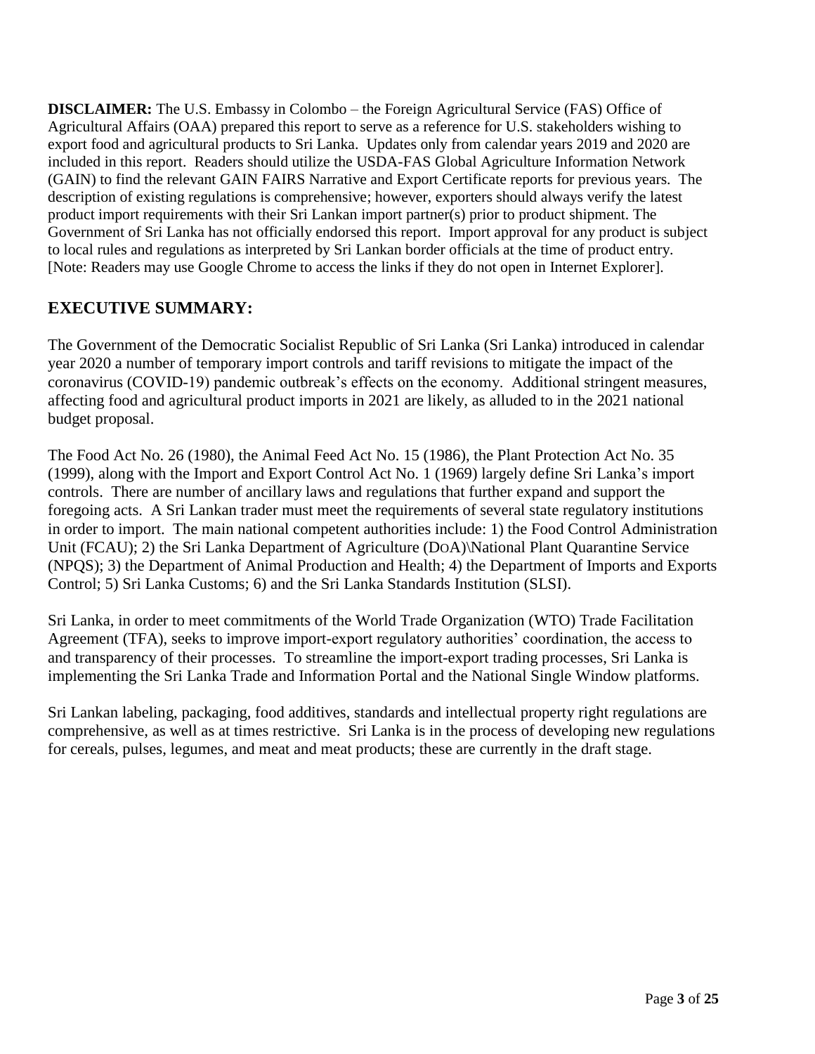**DISCLAIMER:** The U.S. Embassy in Colombo – the Foreign Agricultural Service (FAS) Office of Agricultural Affairs (OAA) prepared this report to serve as a reference for U.S. stakeholders wishing to export food and agricultural products to Sri Lanka. Updates only from calendar years 2019 and 2020 are included in this report. Readers should utilize the USDA-FAS Global Agriculture Information Network (GAIN) to find the relevant GAIN FAIRS Narrative and Export Certificate reports for previous years. The description of existing regulations is comprehensive; however, exporters should always verify the latest product import requirements with their Sri Lankan import partner(s) prior to product shipment. The Government of Sri Lanka has not officially endorsed this report. Import approval for any product is subject to local rules and regulations as interpreted by Sri Lankan border officials at the time of product entry. [Note: Readers may use Google Chrome to access the links if they do not open in Internet Explorer].

## EXECUTIVE SUMMARY:

The Government of the Democratic Socialist Republic of Sri Lanka (Sri Lanka) introduced in calendar year 2020 a number of temporary import controls and tariff revisions to mitigate the impact of the coronavirus (COVID-19) pandemic outbreak's effects on the economy. Additional stringent measures, affecting food and agricultural product imports in 2021 are likely, as alluded to in the 2021 national budget proposal.

The Food Act No. 26 (1980), the Animal Feed Act No. 15 (1986), the Plant Protection Act No. 35 (1999), along with the Import and Export Control Act No. 1 (1969) largely define Sri Lanka's import controls. There are number of ancillary laws and regulations that further expand and support the foregoing acts. A Sri Lankan trader must meet the requirements of several state regulatory institutions in order to import. The main national competent authorities include: 1) the Food Control Administration Unit (FCAU); 2) the Sri Lanka Department of Agriculture (DOA)\National Plant Quarantine Service (NPQS); 3) the Department of Animal Production and Health; 4) the Department of Imports and Exports Control; 5) Sri Lanka Customs; 6) and the Sri Lanka Standards Institution (SLSI).

Sri Lanka, in order to meet commitments of the World Trade Organization (WTO) Trade Facilitation Agreement (TFA), seeks to improve import-export regulatory authorities' coordination, the access to and transparency of their processes. To streamline the import-export trading processes, Sri Lanka is implementing the Sri Lanka Trade and Information Portal and the National Single Window platforms.

Sri Lankan labeling, packaging, food additives, standards and intellectual property right regulations are comprehensive, as well as at times restrictive. Sri Lanka is in the process of developing new regulations for cereals, pulses, legumes, and meat and meat products; these are currently in the draft stage.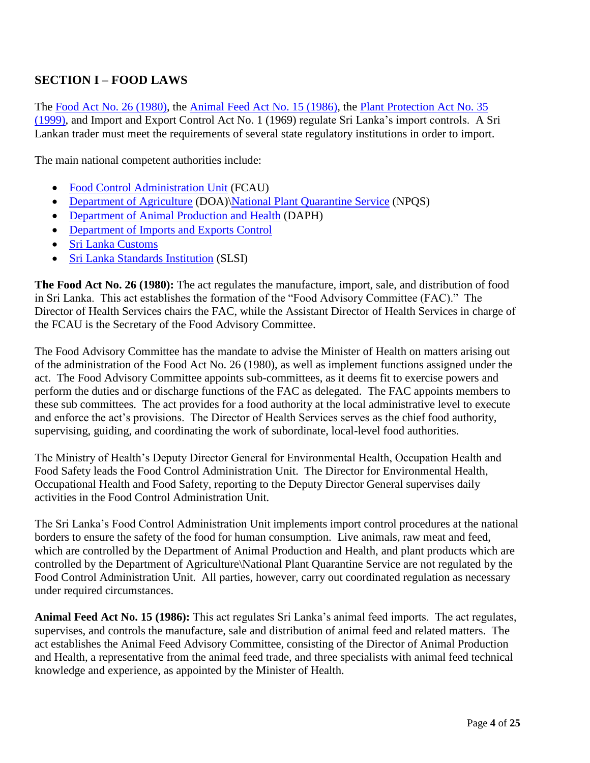## SECTION I – FOOD LAWS

The Food Act No. 26 (1980), the Animal Feed Act No. 15 (1986), the Plant Protection Act No. 35 (1999), and Import and Export Control Act No. 1 (1969) regulate Sri Lanka's import controls. A Sri Lankan trader must meet the requirements of several state regulatory institutions in order to import.

The main national competent authorities include:

- Food Control Administration Unit (FCAU)
- Department of Agriculture (DOA)\National Plant Quarantine Service (NPQS)
- Department of Animal Production and Health (DAPH)
- Department of Imports and Exports Control
- Sri Lanka Customs
- Sri Lanka Standards Institution (SLSI)

**The Food Act No. 26 (1980):** The act regulates the manufacture, import, sale, and distribution of food in Sri Lanka. This act establishes the formation of the "Food Advisory Committee (FAC)." The Director of Health Services chairs the FAC, while the Assistant Director of Health Services in charge of the FCAU is the Secretary of the Food Advisory Committee.

The Food Advisory Committee has the mandate to advise the Minister of Health on matters arising out of the administration of the Food Act No. 26 (1980), as well as implement functions assigned under the act. The Food Advisory Committee appoints sub-committees, as it deems fit to exercise powers and perform the duties and or discharge functions of the FAC as delegated. The FAC appoints members to these sub committees. The act provides for a food authority at the local administrative level to execute and enforce the act's provisions. The Director of Health Services serves as the chief food authority, supervising, guiding, and coordinating the work of subordinate, local-level food authorities.

The Ministry of Health's Deputy Director General for Environmental Health, Occupation Health and Food Safety leads the Food Control Administration Unit. The Director for Environmental Health, Occupational Health and Food Safety, reporting to the Deputy Director General supervises daily activities in the Food Control Administration Unit.

The Sri Lanka's Food Control Administration Unit implements import control procedures at the national borders to ensure the safety of the food for human consumption. Live animals, raw meat and feed, which are controlled by the Department of Animal Production and Health, and plant products which are controlled by the Department of Agriculture\National Plant Quarantine Service are not regulated by the Food Control Administration Unit. All parties, however, carry out coordinated regulation as necessary under required circumstances.

**Animal Feed Act No. 15 (1986):** This act regulates Sri Lanka's animal feed imports. The act regulates, supervises, and controls the manufacture, sale and distribution of animal feed and related matters. The act establishes the Animal Feed Advisory Committee, consisting of the Director of Animal Production and Health, a representative from the animal feed trade, and three specialists with animal feed technical knowledge and experience, as appointed by the Minister of Health.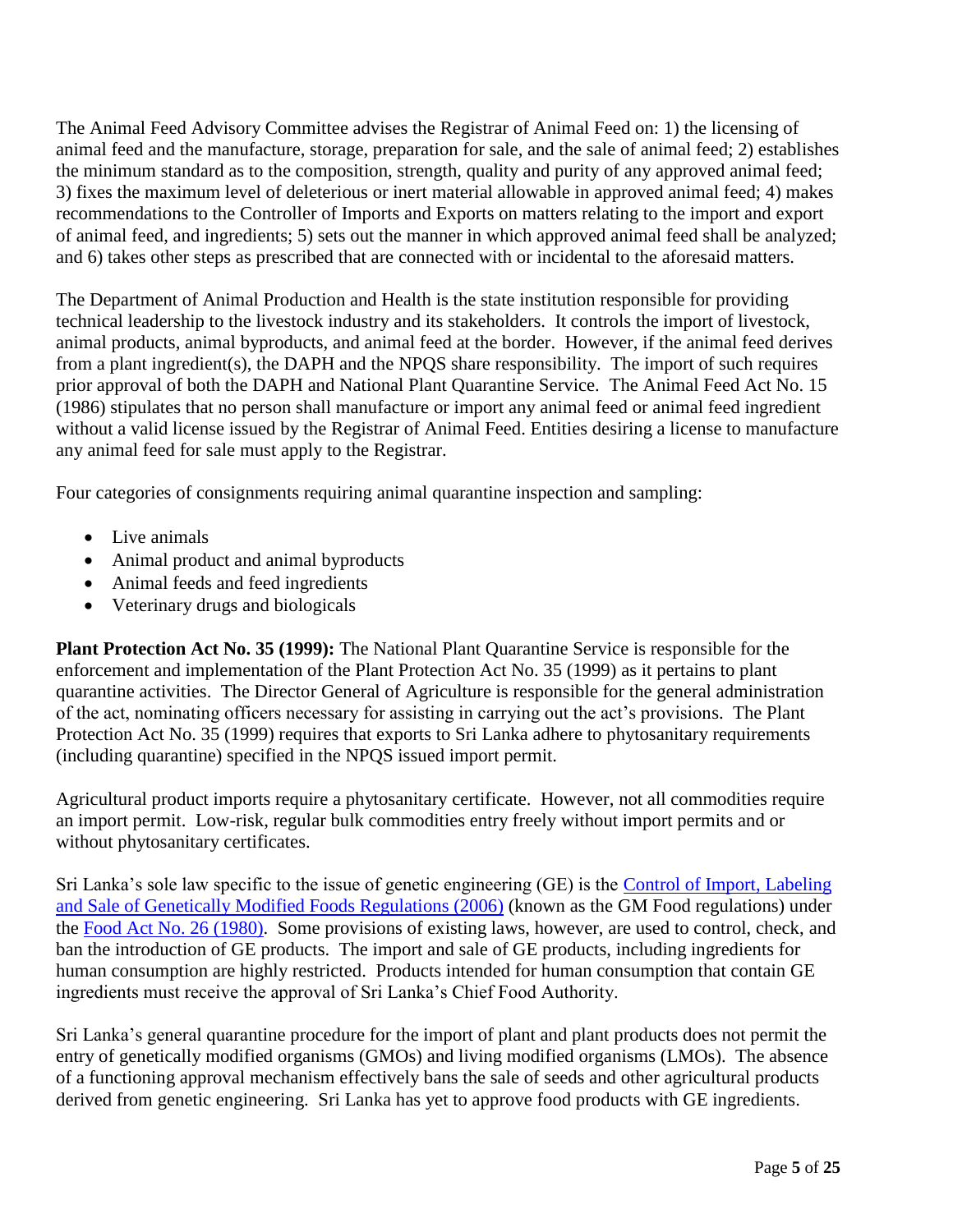The Animal Feed Advisory Committee advises the Registrar of Animal Feed on: 1) the licensing of animal feed and the manufacture, storage, preparation for sale, and the sale of animal feed; 2) establishes the minimum standard as to the composition, strength, quality and purity of any approved animal feed; 3) fixes the maximum level of deleterious or inert material allowable in approved animal feed; 4) makes recommendations to the Controller of Imports and Exports on matters relating to the import and export of animal feed, and ingredients; 5) sets out the manner in which approved animal feed shall be analyzed; and 6) takes other steps as prescribed that are connected with or incidental to the aforesaid matters.

The Department of Animal Production and Health is the state institution responsible for providing technical leadership to the livestock industry and its stakeholders. It controls the import of livestock, animal products, animal byproducts, and animal feed at the border. However, if the animal feed derives from a plant ingredient(s), the DAPH and the NPQS share responsibility. The import of such requires prior approval of both the DAPH and National Plant Quarantine Service. The Animal Feed Act No. 15 (1986) stipulates that no person shall manufacture or import any animal feed or animal feed ingredient without a valid license issued by the Registrar of Animal Feed. Entities desiring a license to manufacture any animal feed for sale must apply to the Registrar.

Four categories of consignments requiring animal quarantine inspection and sampling:

- Live animals
- Animal product and animal byproducts
- Animal feeds and feed ingredients
- Veterinary drugs and biologicals

**Plant Protection Act No. 35 (1999):** The National Plant Quarantine Service is responsible for the enforcement and implementation of the Plant Protection Act No. 35 (1999) as it pertains to plant quarantine activities. The Director General of Agriculture is responsible for the general administration of the act, nominating officers necessary for assisting in carrying out the act's provisions. The Plant Protection Act No. 35 (1999) requires that exports to Sri Lanka adhere to phytosanitary requirements (including quarantine) specified in the NPQS issued import permit.

Agricultural product imports require a phytosanitary certificate. However, not all commodities require an import permit. Low-risk, regular bulk commodities entry freely without import permits and or without phytosanitary certificates.

Sri Lanka's sole law specific to the issue of genetic engineering (GE) is the Control of Import, Labeling and Sale of Genetically Modified Foods Regulations (2006) (known as the GM Food regulations) under the Food Act No. 26 (1980). Some provisions of existing laws, however, are used to control, check, and ban the introduction of GE products. The import and sale of GE products, including ingredients for human consumption are highly restricted. Products intended for human consumption that contain GE ingredients must receive the approval of Sri Lanka's Chief Food Authority.

Sri Lanka's general quarantine procedure for the import of plant and plant products does not permit the entry of genetically modified organisms (GMOs) and living modified organisms (LMOs). The absence of a functioning approval mechanism effectively bans the sale of seeds and other agricultural products derived from genetic engineering. Sri Lanka has yet to approve food products with GE ingredients.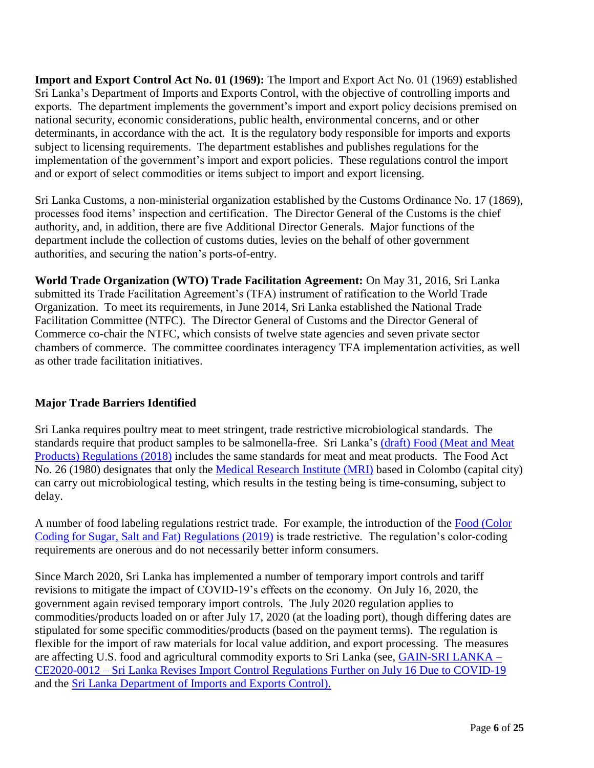**Import and Export Control Act No. 01 (1969):** The Import and Export Act No. 01 (1969) established Sri Lanka's Department of Imports and Exports Control, with the objective of controlling imports and exports. The department implements the government's import and export policy decisions premised on national security, economic considerations, public health, environmental concerns, and or other determinants, in accordance with the act. It is the regulatory body responsible for imports and exports subject to licensing requirements. The department establishes and publishes regulations for the implementation of the government's import and export policies. These regulations control the import and or export of select commodities or items subject to import and export licensing.

Sri Lanka Customs, a non-ministerial organization established by the Customs Ordinance No. 17 (1869), processes food items' inspection and certification. The Director General of the Customs is the chief authority, and, in addition, there are five Additional Director Generals. Major functions of the department include the collection of customs duties, levies on the behalf of other government authorities, and securing the nation's ports-of-entry.

**World Trade Organization (WTO) Trade Facilitation Agreement:** On May 31, 2016, Sri Lanka submitted its Trade Facilitation Agreement's (TFA) instrument of ratification to the World Trade Organization. To meet its requirements, in June 2014, Sri Lanka established the National Trade Facilitation Committee (NTFC). The Director General of Customs and the Director General of Commerce co-chair the NTFC, which consists of twelve state agencies and seven private sector chambers of commerce. The committee coordinates interagency TFA implementation activities, as well as other trade facilitation initiatives.

## Major Trade Barriers Identified

Sri Lanka requires poultry meat to meet stringent, trade restrictive microbiological standards. The standards require that product samples to be salmonella-free. Sri Lanka's (draft) Food (Meat and Meat Products) Regulations (2018) includes the same standards for meat and meat products. The Food Act No. 26 (1980) designates that only the Medical Research Institute (MRI) based in Colombo (capital city) can carry out microbiological testing, which results in the testing being is time-consuming, subject to delay.

A number of food labeling regulations restrict trade. For example, the introduction of the Food (Color Coding for Sugar, Salt and Fat) Regulations (2019) is trade restrictive. The regulation's color-coding requirements are onerous and do not necessarily better inform consumers.

Since March 2020, Sri Lanka has implemented a number of temporary import controls and tariff revisions to mitigate the impact of COVID-19's effects on the economy. On July 16, 2020, the government again revised temporary import controls. The July 2020 regulation applies to commodities/products loaded on or after July 17, 2020 (at the loading port), though differing dates are stipulated for some specific commodities/products (based on the payment terms). The regulation is flexible for the import of raw materials for local value addition, and export processing. The measures are affecting U.S. food and agricultural commodity exports to Sri Lanka (see, GAIN-SRI LANKA – CE2020-0012 – Sri Lanka Revises Import Control Regulations Further on July 16 Due to COVID-19 and the Sri Lanka Department of Imports and Exports Control).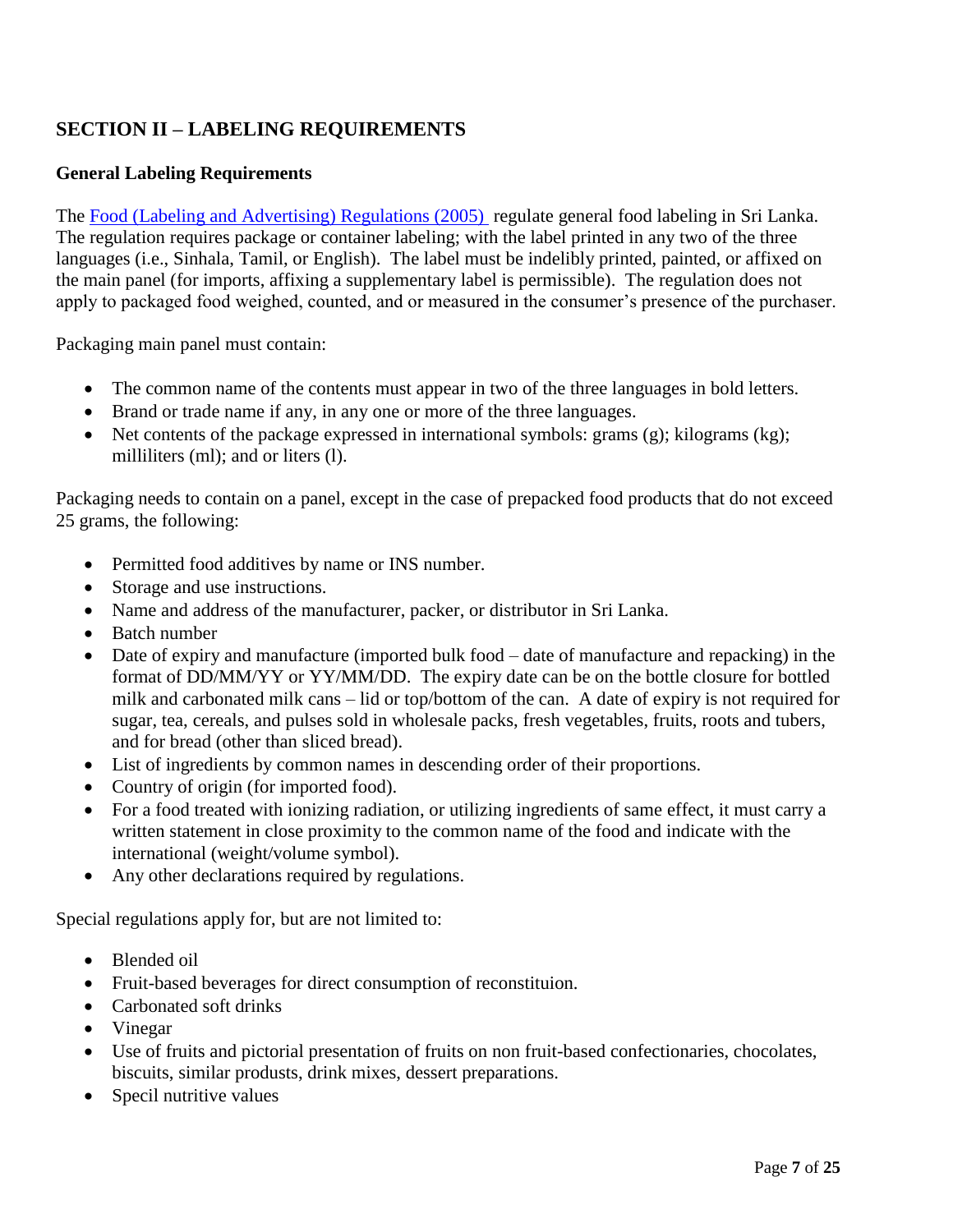## SECTION II – LABELING REQUIREMENTS

### General Labeling Requirements

The [Food (Labeling and Advertising) Regulations (2005)](#) regulate general food labeling in Sri Lanka. The regulation requires package or container labeling; with the label printed in any two of the three languages (i.e., Sinhala, Tamil, or English). The label must be indelibly printed, painted, or affixed on the main panel (for imports, affixing a supplementary label is permissible). The regulation does not apply to packaged food weighed, counted, and or measured in the consumer's presence of the purchaser.

Packaging main panel must contain:

- The common name of the contents must appear in two of the three languages in bold letters.
- Brand or trade name if any, in any one or more of the three languages.
- Net contents of the package expressed in international symbols: grams (g); kilograms (kg); milliliters (ml); and or liters (l).

Packaging needs to contain on a panel, except in the case of prepacked food products that do not exceed 25 grams, the following:

- Permitted food additives by name or INS number.
- Storage and use instructions.
- Name and address of the manufacturer, packer, or distributor in Sri Lanka.
- Batch number
- Date of expiry and manufacture (imported bulk food – date of manufacture and repacking) in the format of DD/MM/YY or YY/MM/DD. The expiry date can be on the bottle closure for bottled milk and carbonated milk cans – lid or top/bottom of the can. A date of expiry is not required for sugar, tea, cereals, and pulses sold in wholesale packs, fresh vegetables, fruits, roots and tubers, and for bread (other than sliced bread).
- List of ingredients by common names in descending order of their proportions.
- Country of origin (for imported food).
- For a food treated with ionizing radiation, or utilizing ingredients of same effect, it must carry a written statement in close proximity to the common name of the food and indicate with the international (weight/volume symbol).
- Any other declarations required by regulations.

Special regulations apply for, but are not limited to:

- Blended oil
- Fruit-based beverages for direct consumption of reconstituion.
- Carbonated soft drinks
- Vinegar
- Use of fruits and pictorial presentation of fruits on non fruit-based confectionaries, chocolates, biscuits, similar produsts, drink mixes, dessert preparations.
- Specil nutritive values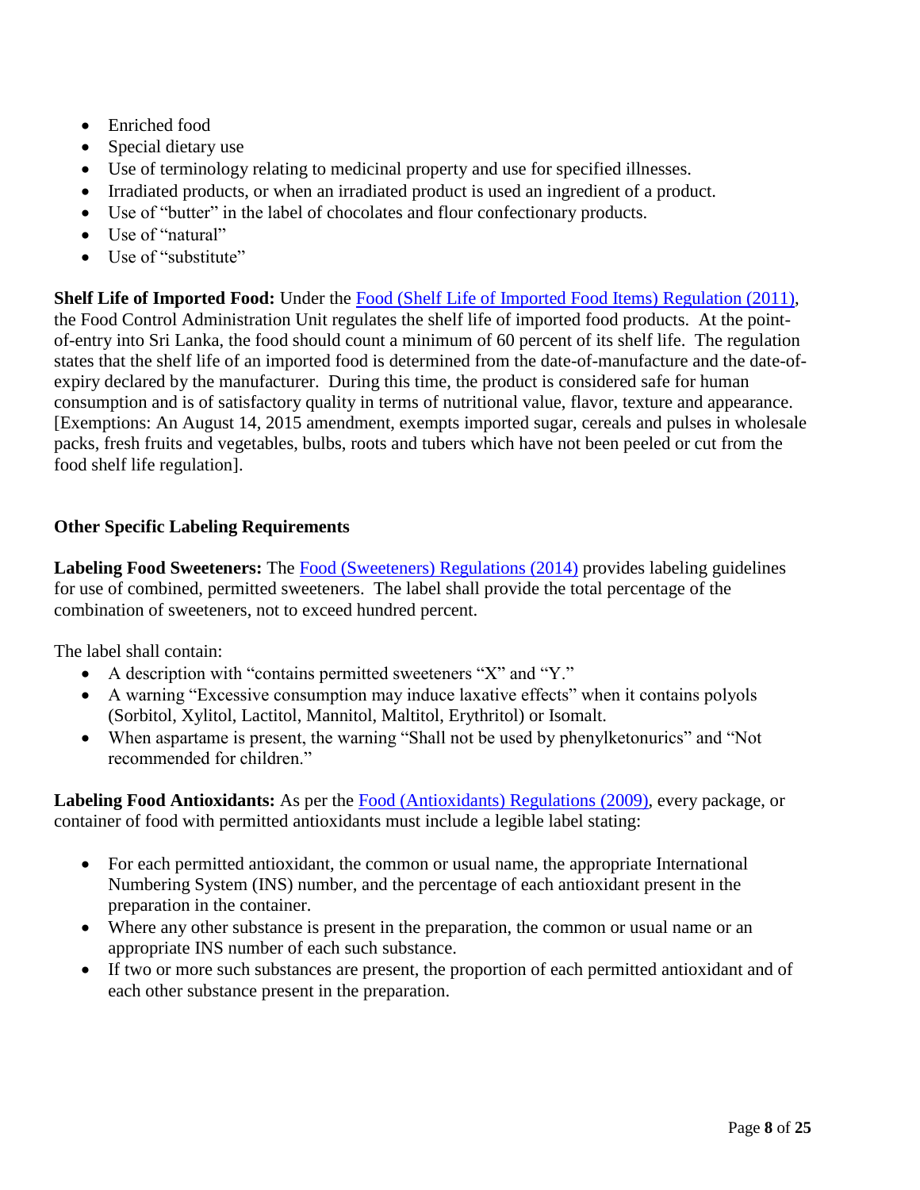- Enriched food
- Special dietary use
- Use of terminology relating to medicinal property and use for specified illnesses.
- Irradiated products, or when an irradiated product is used an ingredient of a product.
- Use of "butter" in the label of chocolates and flour confectionary products.
- Use of "natural"
- Use of "substitute"

**Shelf Life of Imported Food:** Under the Food (Shelf Life of Imported Food Items) Regulation (2011), the Food Control Administration Unit regulates the shelf life of imported food products. At the point-of-entry into Sri Lanka, the food should count a minimum of 60 percent of its shelf life. The regulation states that the shelf life of an imported food is determined from the date-of-manufacture and the date-of-expiry declared by the manufacturer. During this time, the product is considered safe for human consumption and is of satisfactory quality in terms of nutritional value, flavor, texture and appearance. [Exemptions: An August 14, 2015 amendment, exempts imported sugar, cereals and pulses in wholesale packs, fresh fruits and vegetables, bulbs, roots and tubers which have not been peeled or cut from the food shelf life regulation].

**Other Specific Labeling Requirements**

**Labeling Food Sweeteners:** The Food (Sweeteners) Regulations (2014) provides labeling guidelines for use of combined, permitted sweeteners. The label shall provide the total percentage of the combination of sweeteners, not to exceed hundred percent.

The label shall contain:

- A description with "contains permitted sweeteners "X" and "Y."
- A warning "Excessive consumption may induce laxative effects" when it contains polyols (Sorbitol, Xylitol, Lactitol, Mannitol, Maltitol, Erythritol) or Isomalt.
- When aspartame is present, the warning "Shall not be used by phenylketonurics" and "Not recommended for children."

**Labeling Food Antioxidants:** As per the Food (Antioxidants) Regulations (2009), every package, or container of food with permitted antioxidants must include a legible label stating:

- For each permitted antioxidant, the common or usual name, the appropriate International Numbering System (INS) number, and the percentage of each antioxidant present in the preparation in the container.
- Where any other substance is present in the preparation, the common or usual name or an appropriate INS number of each such substance.
- If two or more such substances are present, the proportion of each permitted antioxidant and of each other substance present in the preparation.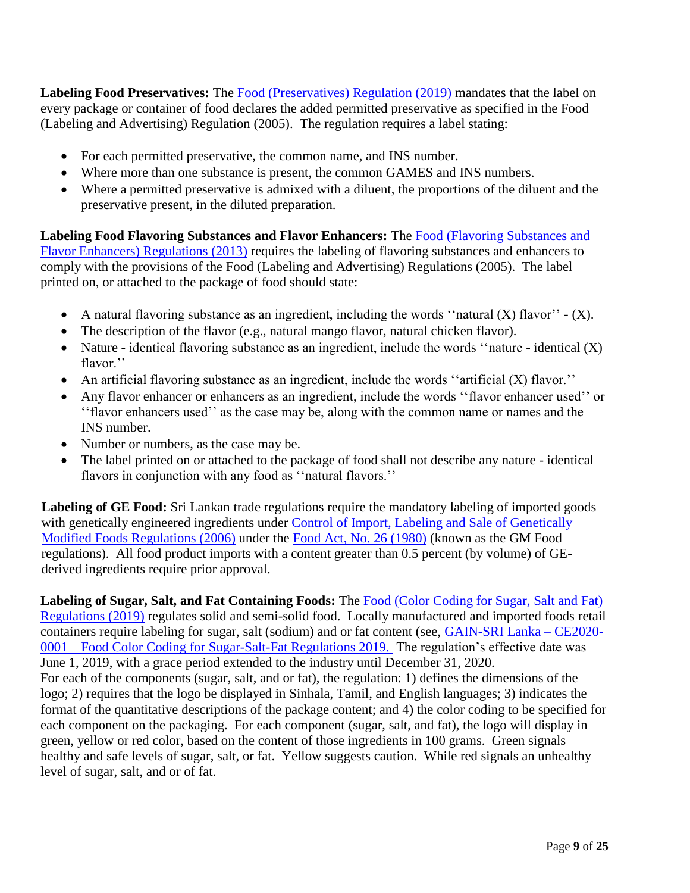**Labeling Food Preservatives:** The Food (Preservatives) Regulation (2019) mandates that the label on every package or container of food declares the added permitted preservative as specified in the Food (Labeling and Advertising) Regulation (2005). The regulation requires a label stating:

- For each permitted preservative, the common name, and INS number.
- Where more than one substance is present, the common GAMES and INS numbers.
- Where a permitted preservative is admixed with a diluent, the proportions of the diluent and the preservative present, in the diluted preparation.

**Labeling Food Flavoring Substances and Flavor Enhancers:** The Food (Flavoring Substances and Flavor Enhancers) Regulations (2013) requires the labeling of flavoring substances and enhancers to comply with the provisions of the Food (Labeling and Advertising) Regulations (2005). The label printed on, or attached to the package of food should state:

- A natural flavoring substance as an ingredient, including the words ''natural (X) flavor'' - (X).
- The description of the flavor (e.g., natural mango flavor, natural chicken flavor).
- Nature - identical flavoring substance as an ingredient, include the words ''nature - identical (X) flavor.''
- An artificial flavoring substance as an ingredient, include the words ''artificial (X) flavor.''
- Any flavor enhancer or enhancers as an ingredient, include the words ''flavor enhancer used'' or ''flavor enhancers used'' as the case may be, along with the common name or names and the INS number.
- Number or numbers, as the case may be.
- The label printed on or attached to the package of food shall not describe any nature - identical flavors in conjunction with any food as ''natural flavors.''

**Labeling of GE Food:** Sri Lankan trade regulations require the mandatory labeling of imported goods with genetically engineered ingredients under Control of Import, Labeling and Sale of Genetically Modified Foods Regulations (2006) under the Food Act, No. 26 (1980) (known as the GM Food regulations). All food product imports with a content greater than 0.5 percent (by volume) of GE-derived ingredients require prior approval.

**Labeling of Sugar, Salt, and Fat Containing Foods:** The Food (Color Coding for Sugar, Salt and Fat) Regulations (2019) regulates solid and semi-solid food. Locally manufactured and imported foods retail containers require labeling for sugar, salt (sodium) and or fat content (see, GAIN-SRI Lanka – CE2020-0001 – Food Color Coding for Sugar-Salt-Fat Regulations 2019. The regulation's effective date was June 1, 2019, with a grace period extended to the industry until December 31, 2020.
For each of the components (sugar, salt, and or fat), the regulation: 1) defines the dimensions of the logo; 2) requires that the logo be displayed in Sinhala, Tamil, and English languages; 3) indicates the format of the quantitative descriptions of the package content; and 4) the color coding to be specified for each component on the packaging. For each component (sugar, salt, and fat), the logo will display in green, yellow or red color, based on the content of those ingredients in 100 grams. Green signals healthy and safe levels of sugar, salt, or fat. Yellow suggests caution. While red signals an unhealthy level of sugar, salt, and or of fat.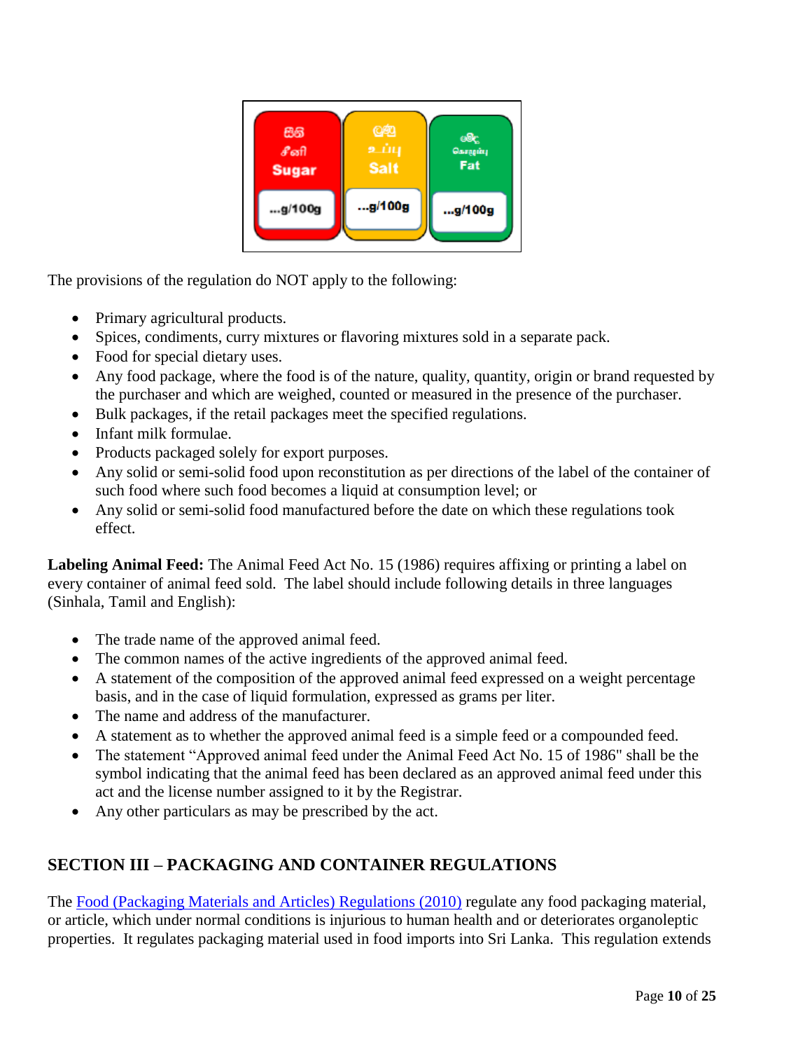| සීනි<br>சீனி<br>Sugar | ලුණු<br>உப்பு<br>Salt | මේද<br>கொழுப்பு<br>Fat |
|---|---|---|
| ...g/100g | ...g/100g | ...g/100g |

The provisions of the regulation do NOT apply to the following:

- Primary agricultural products.
- Spices, condiments, curry mixtures or flavoring mixtures sold in a separate pack.
- Food for special dietary uses.
- Any food package, where the food is of the nature, quality, quantity, origin or brand requested by the purchaser and which are weighed, counted or measured in the presence of the purchaser.
- Bulk packages, if the retail packages meet the specified regulations.
- Infant milk formulae.
- Products packaged solely for export purposes.
- Any solid or semi-solid food upon reconstitution as per directions of the label of the container of such food where such food becomes a liquid at consumption level; or
- Any solid or semi-solid food manufactured before the date on which these regulations took effect.

**Labeling Animal Feed:** The Animal Feed Act No. 15 (1986) requires affixing or printing a label on every container of animal feed sold. The label should include following details in three languages (Sinhala, Tamil and English):

- The trade name of the approved animal feed.
- The common names of the active ingredients of the approved animal feed.
- A statement of the composition of the approved animal feed expressed on a weight percentage basis, and in the case of liquid formulation, expressed as grams per liter.
- The name and address of the manufacturer.
- A statement as to whether the approved animal feed is a simple feed or a compounded feed.
- The statement "Approved animal feed under the Animal Feed Act No. 15 of 1986" shall be the symbol indicating that the animal feed has been declared as an approved animal feed under this act and the license number assigned to it by the Registrar.
- Any other particulars as may be prescribed by the act.

## SECTION III – PACKAGING AND CONTAINER REGULATIONS

The Food (Packaging Materials and Articles) Regulations (2010) regulate any food packaging material, or article, which under normal conditions is injurious to human health and or deteriorates organoleptic properties. It regulates packaging material used in food imports into Sri Lanka. This regulation extends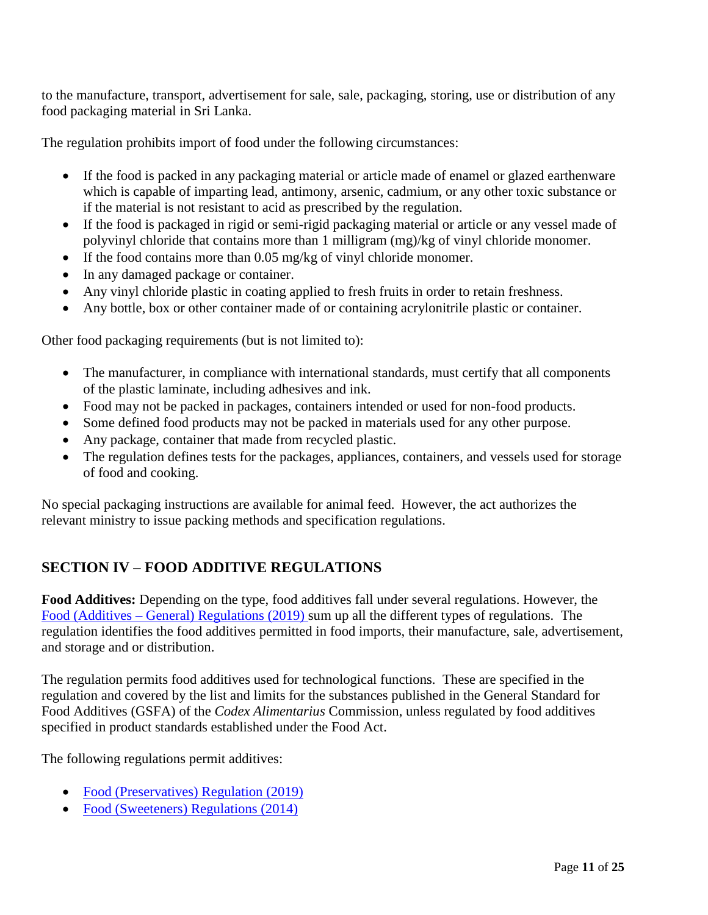to the manufacture, transport, advertisement for sale, sale, packaging, storing, use or distribution of any food packaging material in Sri Lanka.

The regulation prohibits import of food under the following circumstances:

- If the food is packed in any packaging material or article made of enamel or glazed earthenware which is capable of imparting lead, antimony, arsenic, cadmium, or any other toxic substance or if the material is not resistant to acid as prescribed by the regulation.
- If the food is packaged in rigid or semi-rigid packaging material or article or any vessel made of polyvinyl chloride that contains more than 1 milligram (mg)/kg of vinyl chloride monomer.
- If the food contains more than 0.05 mg/kg of vinyl chloride monomer.
- In any damaged package or container.
- Any vinyl chloride plastic in coating applied to fresh fruits in order to retain freshness.
- Any bottle, box or other container made of or containing acrylonitrile plastic or container.

Other food packaging requirements (but is not limited to):

- The manufacturer, in compliance with international standards, must certify that all components of the plastic laminate, including adhesives and ink.
- Food may not be packed in packages, containers intended or used for non-food products.
- Some defined food products may not be packed in materials used for any other purpose.
- Any package, container that made from recycled plastic.
- The regulation defines tests for the packages, appliances, containers, and vessels used for storage of food and cooking.

No special packaging instructions are available for animal feed. However, the act authorizes the relevant ministry to issue packing methods and specification regulations.

## SECTION IV – FOOD ADDITIVE REGULATIONS

**Food Additives:** Depending on the type, food additives fall under several regulations. However, the Food (Additives – General) Regulations (2019) sum up all the different types of regulations. The regulation identifies the food additives permitted in food imports, their manufacture, sale, advertisement, and storage and or distribution.

The regulation permits food additives used for technological functions. These are specified in the regulation and covered by the list and limits for the substances published in the General Standard for Food Additives (GSFA) of the *Codex Alimentarius* Commission, unless regulated by food additives specified in product standards established under the Food Act.

The following regulations permit additives:

- Food (Preservatives) Regulation (2019)
- Food (Sweeteners) Regulations (2014)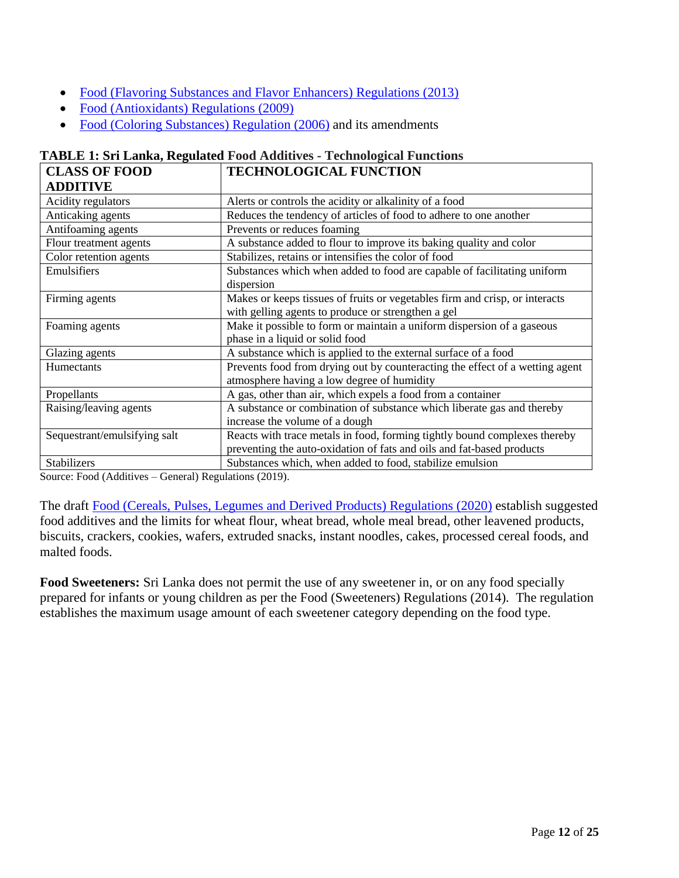- Food (Flavoring Substances and Flavor Enhancers) Regulations (2013)
- Food (Antioxidants) Regulations (2009)
- Food (Coloring Substances) Regulation (2006) and its amendments

**TABLE 1: Sri Lanka, Regulated Food Additives - Technological Functions**

| CLASS OF FOOD ADDITIVE | TECHNOLOGICAL FUNCTION |
|---|---|
| Acidity regulators | Alerts or controls the acidity or alkalinity of a food |
| Anticaking agents | Reduces the tendency of articles of food to adhere to one another |
| Antifoaming agents | Prevents or reduces foaming |
| Flour treatment agents | A substance added to flour to improve its baking quality and color |
| Color retention agents | Stabilizes, retains or intensifies the color of food |
| Emulsifiers | Substances which when added to food are capable of facilitating uniform dispersion |
| Firming agents | Makes or keeps tissues of fruits or vegetables firm and crisp, or interacts with gelling agents to produce or strengthen a gel |
| Foaming agents | Make it possible to form or maintain a uniform dispersion of a gaseous phase in a liquid or solid food |
| Glazing agents | A substance which is applied to the external surface of a food |
| Humectants | Prevents food from drying out by counteracting the effect of a wetting agent atmosphere having a low degree of humidity |
| Propellants | A gas, other than air, which expels a food from a container |
| Raising/leaving agents | A substance or combination of substance which liberate gas and thereby increase the volume of a dough |
| Sequestrant/emulsifying salt | Reacts with trace metals in food, forming tightly bound complexes thereby preventing the auto-oxidation of fats and oils and fat-based products |
| Stabilizers | Substances which, when added to food, stabilize emulsion |

Source: Food (Additives – General) Regulations (2019).

The draft Food (Cereals, Pulses, Legumes and Derived Products) Regulations (2020) establish suggested food additives and the limits for wheat flour, wheat bread, whole meal bread, other leavened products, biscuits, crackers, cookies, wafers, extruded snacks, instant noodles, cakes, processed cereal foods, and malted foods.

**Food Sweeteners:** Sri Lanka does not permit the use of any sweetener in, or on any food specially prepared for infants or young children as per the Food (Sweeteners) Regulations (2014). The regulation establishes the maximum usage amount of each sweetener category depending on the food type.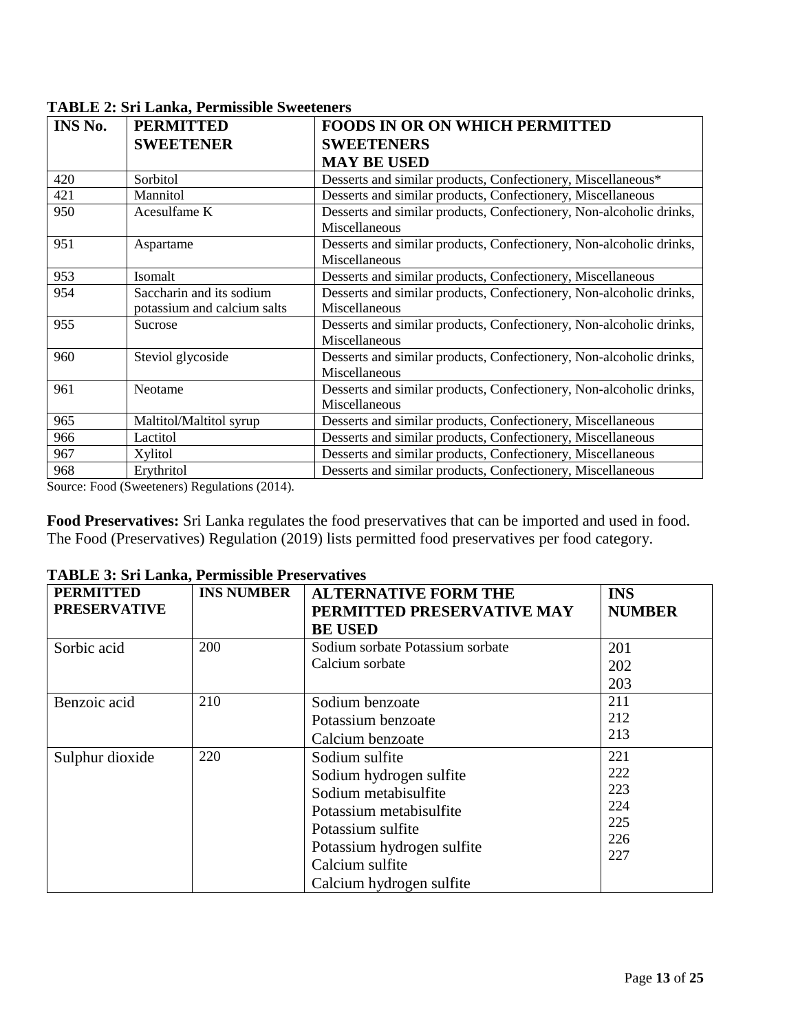**TABLE 2: Sri Lanka, Permissible Sweeteners**

| INS No. | PERMITTED SWEETENER | FOODS IN OR ON WHICH PERMITTED SWEETENERS MAY BE USED |
|---|---|---|
| 420 | Sorbitol | Desserts and similar products, Confectionery, Miscellaneous* |
| 421 | Mannitol | Desserts and similar products, Confectionery, Miscellaneous |
| 950 | Acesulfame K | Desserts and similar products, Confectionery, Non-alcoholic drinks, Miscellaneous |
| 951 | Aspartame | Desserts and similar products, Confectionery, Non-alcoholic drinks, Miscellaneous |
| 953 | Isomalt | Desserts and similar products, Confectionery, Miscellaneous |
| 954 | Saccharin and its sodium potassium and calcium salts | Desserts and similar products, Confectionery, Non-alcoholic drinks, Miscellaneous |
| 955 | Sucrose | Desserts and similar products, Confectionery, Non-alcoholic drinks, Miscellaneous |
| 960 | Steviol glycoside | Desserts and similar products, Confectionery, Non-alcoholic drinks, Miscellaneous |
| 961 | Neotame | Desserts and similar products, Confectionery, Non-alcoholic drinks, Miscellaneous |
| 965 | Maltitol/Maltitol syrup | Desserts and similar products, Confectionery, Miscellaneous |
| 966 | Lactitol | Desserts and similar products, Confectionery, Miscellaneous |
| 967 | Xylitol | Desserts and similar products, Confectionery, Miscellaneous |
| 968 | Erythritol | Desserts and similar products, Confectionery, Miscellaneous |

Source: Food (Sweeteners) Regulations (2014).

**Food Preservatives:** Sri Lanka regulates the food preservatives that can be imported and used in food. The Food (Preservatives) Regulation (2019) lists permitted food preservatives per food category.

**TABLE 3: Sri Lanka, Permissible Preservatives**

| PERMITTED PRESERVATIVE | INS NUMBER | ALTERNATIVE FORM THE PERMITTED PRESERVATIVE MAY BE USED | INS NUMBER |
|---|---|---|---|
| Sorbic acid | 200 | Sodium sorbate Potassium sorbate<br>Calcium sorbate | 201<br>202<br>203 |
| Benzoic acid | 210 | Sodium benzoate<br>Potassium benzoate<br>Calcium benzoate | 211<br>212<br>213 |
| Sulphur dioxide | 220 | Sodium sulfite<br>Sodium hydrogen sulfite<br>Sodium metabisulfite<br>Potassium metabisulfite<br>Potassium sulfite<br>Potassium hydrogen sulfite<br>Calcium sulfite<br>Calcium hydrogen sulfite | 221<br>222<br>223<br>224<br>225<br>226<br>227 |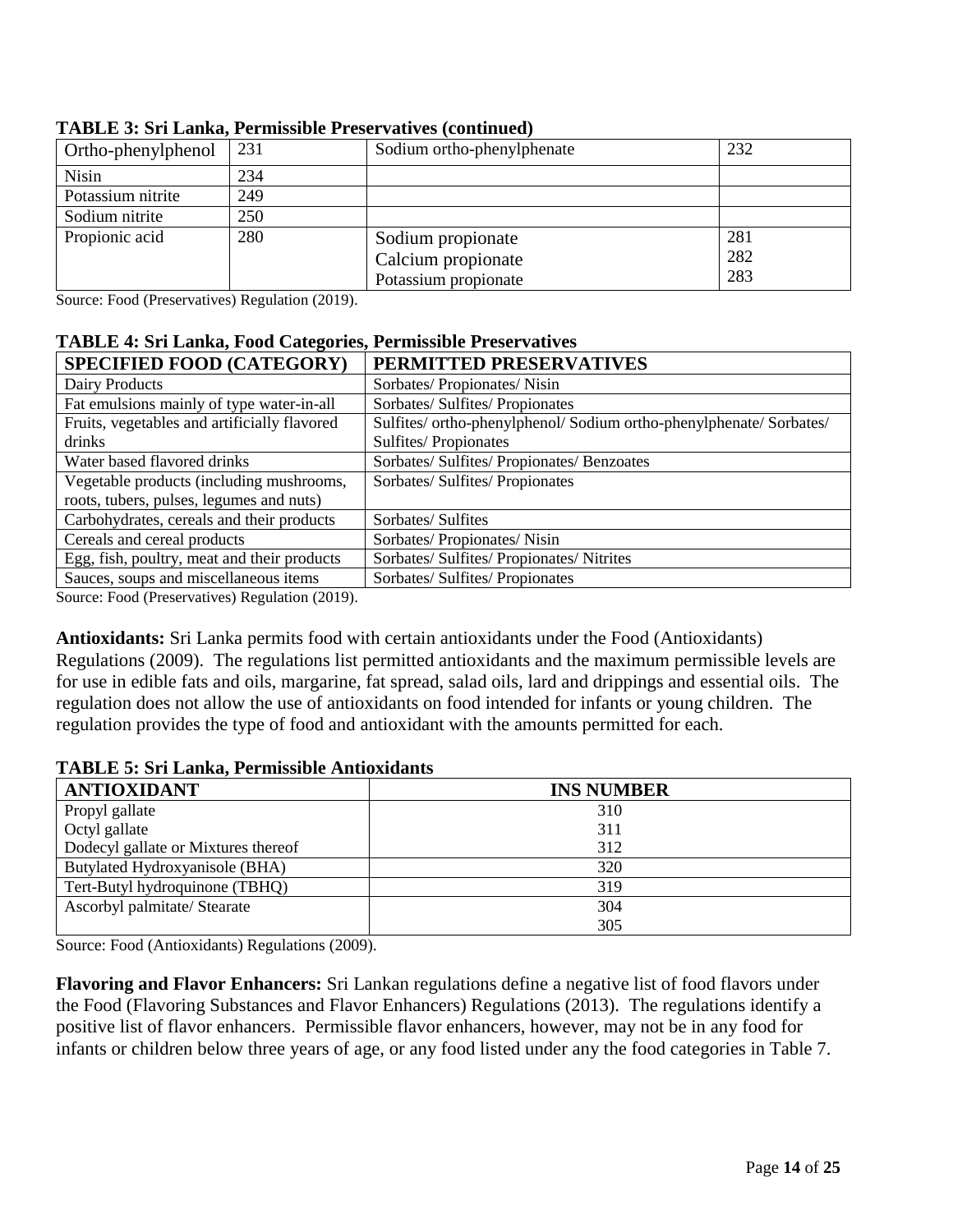**TABLE 3: Sri Lanka, Permissible Preservatives (continued)**

| Ortho-phenylphenol | 231 | Sodium ortho-phenylphenate | 232 |
|---|---|---|---|
| Nisin | 234 | | |
| Potassium nitrite | 249 | | |
| Sodium nitrite | 250 | | |
| Propionic acid | 280 | Sodium propionate<br>Calcium propionate<br>Potassium propionate | 281<br>282<br>283 |

Source: Food (Preservatives) Regulation (2019).

**TABLE 4: Sri Lanka, Food Categories, Permissible Preservatives**

| SPECIFIED FOOD (CATEGORY) | PERMITTED PRESERVATIVES |
|---|---|
| Dairy Products | Sorbates/ Propionates/ Nisin |
| Fat emulsions mainly of type water-in-all | Sorbates/ Sulfites/ Propionates |
| Fruits, vegetables and artificially flavored drinks | Sulfites/ ortho-phenylphenol/ Sodium ortho-phenylphenate/ Sorbates/ Sulfites/ Propionates |
| Water based flavored drinks | Sorbates/ Sulfites/ Propionates/ Benzoates |
| Vegetable products (including mushrooms, roots, tubers, pulses, legumes and nuts) | Sorbates/ Sulfites/ Propionates |
| Carbohydrates, cereals and their products | Sorbates/ Sulfites |
| Cereals and cereal products | Sorbates/ Propionates/ Nisin |
| Egg, fish, poultry, meat and their products | Sorbates/ Sulfites/ Propionates/ Nitrites |
| Sauces, soups and miscellaneous items | Sorbates/ Sulfites/ Propionates |

Source: Food (Preservatives) Regulation (2019).

**Antioxidants:** Sri Lanka permits food with certain antioxidants under the Food (Antioxidants) Regulations (2009). The regulations list permitted antioxidants and the maximum permissible levels are for use in edible fats and oils, margarine, fat spread, salad oils, lard and drippings and essential oils. The regulation does not allow the use of antioxidants on food intended for infants or young children. The regulation provides the type of food and antioxidant with the amounts permitted for each.

**TABLE 5: Sri Lanka, Permissible Antioxidants**

| ANTIOXIDANT | INS NUMBER |
|---|---|
| Propyl gallate<br>Octyl gallate<br>Dodecyl gallate or Mixtures thereof | 310<br>311<br>312 |
| Butylated Hydroxyanisole (BHA) | 320 |
| Tert-Butyl hydroquinone (TBHQ) | 319 |
| Ascorbyl palmitate/ Stearate | 304<br>305 |

Source: Food (Antioxidants) Regulations (2009).

**Flavoring and Flavor Enhancers:** Sri Lankan regulations define a negative list of food flavors under the Food (Flavoring Substances and Flavor Enhancers) Regulations (2013). The regulations identify a positive list of flavor enhancers. Permissible flavor enhancers, however, may not be in any food for infants or children below three years of age, or any food listed under any the food categories in Table 7.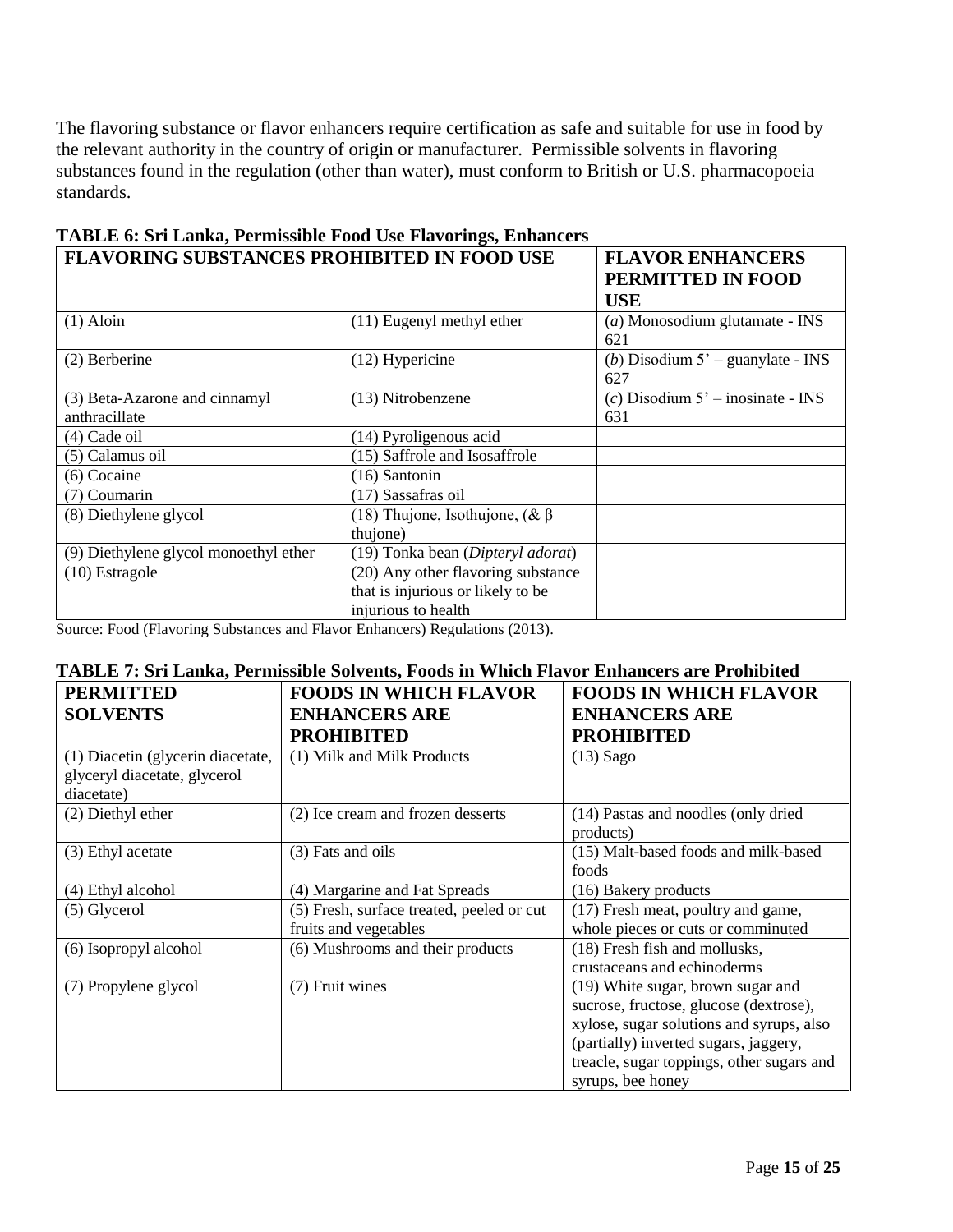The flavoring substance or flavor enhancers require certification as safe and suitable for use in food by the relevant authority in the country of origin or manufacturer. Permissible solvents in flavoring substances found in the regulation (other than water), must conform to British or U.S. pharmacopoeia standards.

**TABLE 6: Sri Lanka, Permissible Food Use Flavorings, Enhancers**

| FLAVORING SUBSTANCES PROHIBITED IN FOOD USE | | FLAVOR ENHANCERS PERMITTED IN FOOD USE |
|---|---|---|
| (1) Aloin | (11) Eugenyl methyl ether | (*a*) Monosodium glutamate - INS 621 |
| (2) Berberine | (12) Hypericine | (*b*) Disodium 5' – guanylate - INS 627 |
| (3) Beta-Azarone and cinnamyl anthracillate | (13) Nitrobenzene | (*c*) Disodium 5' – inosinate - INS 631 |
| (4) Cade oil | (14) Pyroligenous acid | |
| (5) Calamus oil | (15) Saffrole and Isosaffrole | |
| (6) Cocaine | (16) Santonin | |
| (7) Coumarin | (17) Sassafras oil | |
| (8) Diethylene glycol | (18) Thujone, Isothujone, (& β thujone) | |
| (9) Diethylene glycol monoethyl ether | (19) Tonka bean (*Dipteryl adorat*) | |
| (10) Estragole | (20) Any other flavoring substance that is injurious or likely to be injurious to health | |

Source: Food (Flavoring Substances and Flavor Enhancers) Regulations (2013).

**TABLE 7: Sri Lanka, Permissible Solvents, Foods in Which Flavor Enhancers are Prohibited**

| PERMITTED SOLVENTS | FOODS IN WHICH FLAVOR ENHANCERS ARE PROHIBITED | FOODS IN WHICH FLAVOR ENHANCERS ARE PROHIBITED |
|---|---|---|
| (1) Diacetin (glycerin diacetate, glyceryl diacetate, glycerol diacetate) | (1) Milk and Milk Products | (13) Sago |
| (2) Diethyl ether | (2) Ice cream and frozen desserts | (14) Pastas and noodles (only dried products) |
| (3) Ethyl acetate | (3) Fats and oils | (15) Malt-based foods and milk-based foods |
| (4) Ethyl alcohol | (4) Margarine and Fat Spreads | (16) Bakery products |
| (5) Glycerol | (5) Fresh, surface treated, peeled or cut fruits and vegetables | (17) Fresh meat, poultry and game, whole pieces or cuts or comminuted |
| (6) Isopropyl alcohol | (6) Mushrooms and their products | (18) Fresh fish and mollusks, crustaceans and echinoderms |
| (7) Propylene glycol | (7) Fruit wines | (19) White sugar, brown sugar and sucrose, fructose, glucose (dextrose), xylose, sugar solutions and syrups, also (partially) inverted sugars, jaggery, treacle, sugar toppings, other sugars and syrups, bee honey |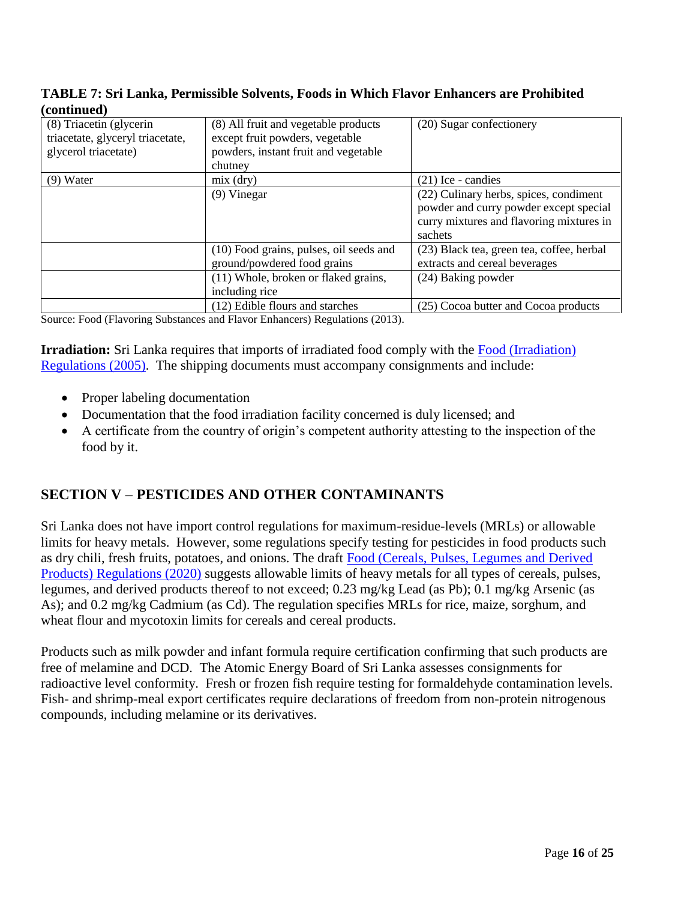**TABLE 7: Sri Lanka, Permissible Solvents, Foods in Which Flavor Enhancers are Prohibited (continued)**

| | | |
|---|---|---|
| (8) Triacetin (glycerin triacetate, glyceryl triacetate, glycerol triacetate) | (8) All fruit and vegetable products except fruit powders, vegetable powders, instant fruit and vegetable chutney | (20) Sugar confectionery |
| (9) Water | mix (dry) | (21) Ice - candies |
| | (9) Vinegar | (22) Culinary herbs, spices, condiment powder and curry powder except special curry mixtures and flavoring mixtures in sachets |
| | (10) Food grains, pulses, oil seeds and ground/powdered food grains | (23) Black tea, green tea, coffee, herbal extracts and cereal beverages |
| | (11) Whole, broken or flaked grains, including rice | (24) Baking powder |
| | (12) Edible flours and starches | (25) Cocoa butter and Cocoa products |

Source: Food (Flavoring Substances and Flavor Enhancers) Regulations (2013).

**Irradiation:** Sri Lanka requires that imports of irradiated food comply with the Food (Irradiation) Regulations (2005). The shipping documents must accompany consignments and include:

- Proper labeling documentation
- Documentation that the food irradiation facility concerned is duly licensed; and
- A certificate from the country of origin's competent authority attesting to the inspection of the food by it.

## SECTION V – PESTICIDES AND OTHER CONTAMINANTS

Sri Lanka does not have import control regulations for maximum-residue-levels (MRLs) or allowable limits for heavy metals. However, some regulations specify testing for pesticides in food products such as dry chili, fresh fruits, potatoes, and onions. The draft Food (Cereals, Pulses, Legumes and Derived Products) Regulations (2020) suggests allowable limits of heavy metals for all types of cereals, pulses, legumes, and derived products thereof to not exceed; 0.23 mg/kg Lead (as Pb); 0.1 mg/kg Arsenic (as As); and 0.2 mg/kg Cadmium (as Cd). The regulation specifies MRLs for rice, maize, sorghum, and wheat flour and mycotoxin limits for cereals and cereal products.

Products such as milk powder and infant formula require certification confirming that such products are free of melamine and DCD. The Atomic Energy Board of Sri Lanka assesses consignments for radioactive level conformity. Fresh or frozen fish require testing for formaldehyde contamination levels. Fish- and shrimp-meal export certificates require declarations of freedom from non-protein nitrogenous compounds, including melamine or its derivatives.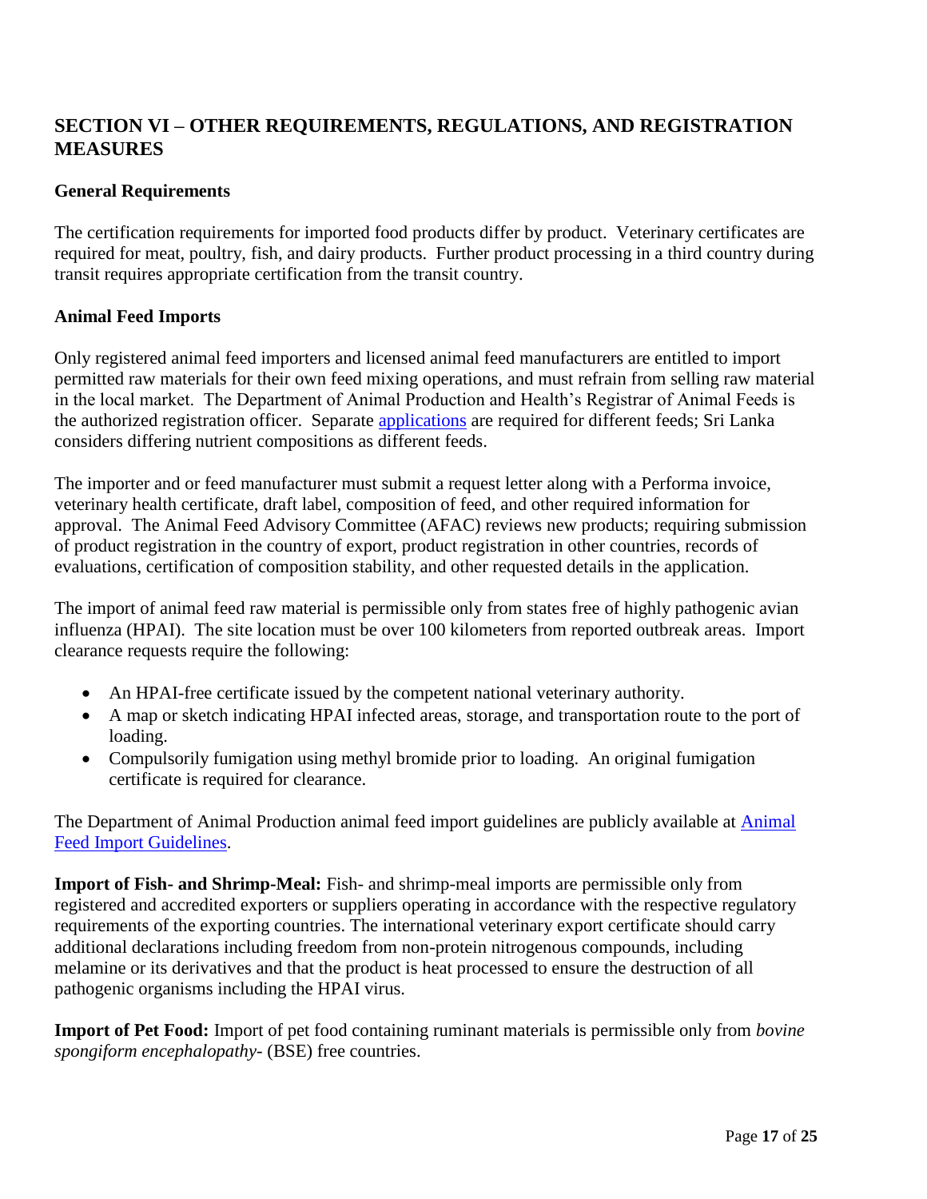## SECTION VI – OTHER REQUIREMENTS, REGULATIONS, AND REGISTRATION MEASURES

### General Requirements

The certification requirements for imported food products differ by product. Veterinary certificates are required for meat, poultry, fish, and dairy products. Further product processing in a third country during transit requires appropriate certification from the transit country.

### Animal Feed Imports

Only registered animal feed importers and licensed animal feed manufacturers are entitled to import permitted raw materials for their own feed mixing operations, and must refrain from selling raw material in the local market. The Department of Animal Production and Health's Registrar of Animal Feeds is the authorized registration officer. Separate applications are required for different feeds; Sri Lanka considers differing nutrient compositions as different feeds.

The importer and or feed manufacturer must submit a request letter along with a Performa invoice, veterinary health certificate, draft label, composition of feed, and other required information for approval. The Animal Feed Advisory Committee (AFAC) reviews new products; requiring submission of product registration in the country of export, product registration in other countries, records of evaluations, certification of composition stability, and other requested details in the application.

The import of animal feed raw material is permissible only from states free of highly pathogenic avian influenza (HPAI). The site location must be over 100 kilometers from reported outbreak areas. Import clearance requests require the following:

- An HPAI-free certificate issued by the competent national veterinary authority.
- A map or sketch indicating HPAI infected areas, storage, and transportation route to the port of loading.
- Compulsorily fumigation using methyl bromide prior to loading. An original fumigation certificate is required for clearance.

The Department of Animal Production animal feed import guidelines are publicly available at Animal Feed Import Guidelines.

**Import of Fish- and Shrimp-Meal:** Fish- and shrimp-meal imports are permissible only from registered and accredited exporters or suppliers operating in accordance with the respective regulatory requirements of the exporting countries. The international veterinary export certificate should carry additional declarations including freedom from non-protein nitrogenous compounds, including melamine or its derivatives and that the product is heat processed to ensure the destruction of all pathogenic organisms including the HPAI virus.

**Import of Pet Food:** Import of pet food containing ruminant materials is permissible only from *bovine spongiform encephalopathy*- (BSE) free countries.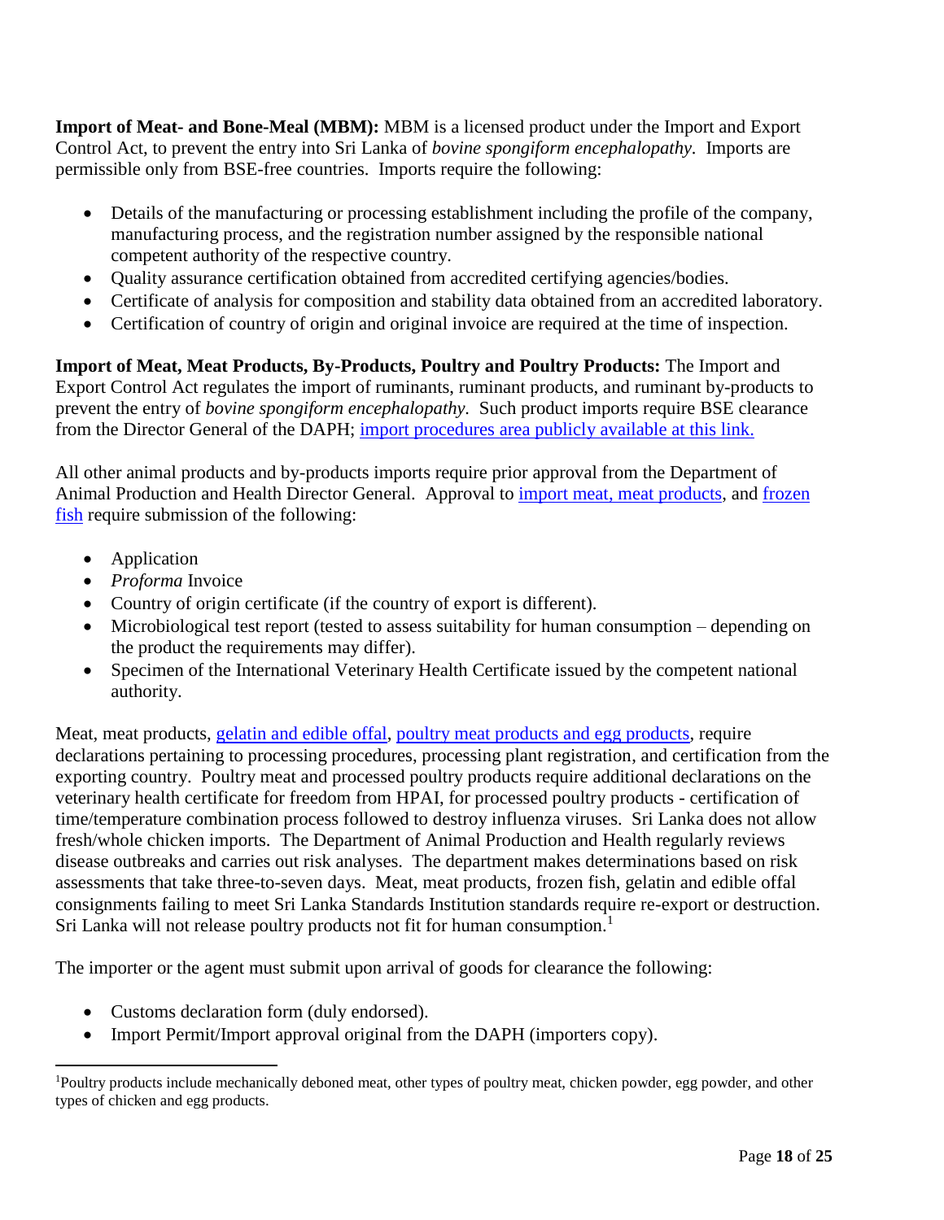**Import of Meat- and Bone-Meal (MBM):** MBM is a licensed product under the Import and Export Control Act, to prevent the entry into Sri Lanka of *bovine spongiform encephalopathy*. Imports are permissible only from BSE-free countries. Imports require the following:

- Details of the manufacturing or processing establishment including the profile of the company, manufacturing process, and the registration number assigned by the responsible national competent authority of the respective country.
- Quality assurance certification obtained from accredited certifying agencies/bodies.
- Certificate of analysis for composition and stability data obtained from an accredited laboratory.
- Certification of country of origin and original invoice are required at the time of inspection.

**Import of Meat, Meat Products, By-Products, Poultry and Poultry Products:** The Import and Export Control Act regulates the import of ruminants, ruminant products, and ruminant by-products to prevent the entry of *bovine spongiform encephalopathy*. Such product imports require BSE clearance from the Director General of the DAPH; import procedures area publicly available at this link.

All other animal products and by-products imports require prior approval from the Department of Animal Production and Health Director General. Approval to import meat, meat products, and frozen fish require submission of the following:

- Application
- *Proforma* Invoice
- Country of origin certificate (if the country of export is different).
- Microbiological test report (tested to assess suitability for human consumption – depending on the product the requirements may differ).
- Specimen of the International Veterinary Health Certificate issued by the competent national authority.

Meat, meat products, gelatin and edible offal, poultry meat products and egg products, require declarations pertaining to processing procedures, processing plant registration, and certification from the exporting country. Poultry meat and processed poultry products require additional declarations on the veterinary health certificate for freedom from HPAI, for processed poultry products - certification of time/temperature combination process followed to destroy influenza viruses. Sri Lanka does not allow fresh/whole chicken imports. The Department of Animal Production and Health regularly reviews disease outbreaks and carries out risk analyses. The department makes determinations based on risk assessments that take three-to-seven days. Meat, meat products, frozen fish, gelatin and edible offal consignments failing to meet Sri Lanka Standards Institution standards require re-export or destruction. Sri Lanka will not release poultry products not fit for human consumption.[1]

The importer or the agent must submit upon arrival of goods for clearance the following:

- Customs declaration form (duly endorsed).
- Import Permit/Import approval original from the DAPH (importers copy).

[1]Poultry products include mechanically deboned meat, other types of poultry meat, chicken powder, egg powder, and other types of chicken and egg products.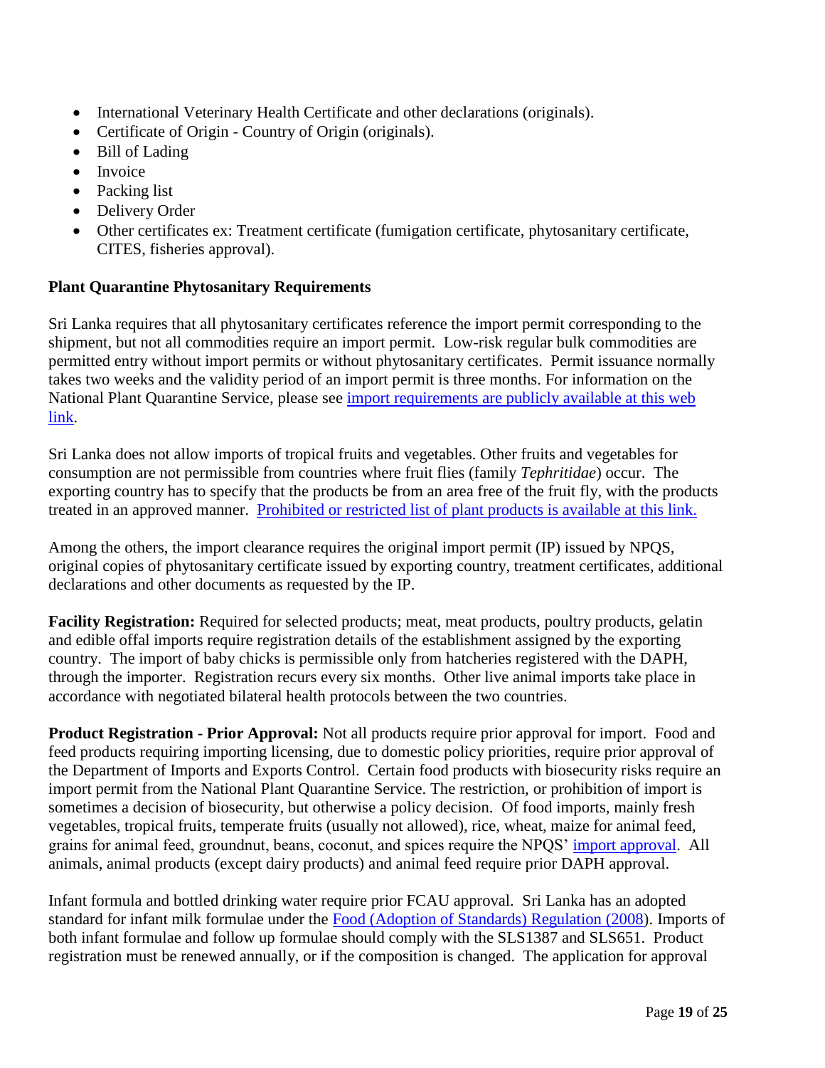- International Veterinary Health Certificate and other declarations (originals).
- Certificate of Origin - Country of Origin (originals).
- Bill of Lading
- Invoice
- Packing list
- Delivery Order
- Other certificates ex: Treatment certificate (fumigation certificate, phytosanitary certificate, CITES, fisheries approval).

**Plant Quarantine Phytosanitary Requirements**

Sri Lanka requires that all phytosanitary certificates reference the import permit corresponding to the shipment, but not all commodities require an import permit. Low-risk regular bulk commodities are permitted entry without import permits or without phytosanitary certificates. Permit issuance normally takes two weeks and the validity period of an import permit is three months. For information on the National Plant Quarantine Service, please see import requirements are publicly available at this web link.

Sri Lanka does not allow imports of tropical fruits and vegetables. Other fruits and vegetables for consumption are not permissible from countries where fruit flies (family *Tephritidae*) occur. The exporting country has to specify that the products be from an area free of the fruit fly, with the products treated in an approved manner. Prohibited or restricted list of plant products is available at this link.

Among the others, the import clearance requires the original import permit (IP) issued by NPQS, original copies of phytosanitary certificate issued by exporting country, treatment certificates, additional declarations and other documents as requested by the IP.

**Facility Registration:** Required for selected products; meat, meat products, poultry products, gelatin and edible offal imports require registration details of the establishment assigned by the exporting country. The import of baby chicks is permissible only from hatcheries registered with the DAPH, through the importer. Registration recurs every six months. Other live animal imports take place in accordance with negotiated bilateral health protocols between the two countries.

**Product Registration - Prior Approval:** Not all products require prior approval for import. Food and feed products requiring importing licensing, due to domestic policy priorities, require prior approval of the Department of Imports and Exports Control. Certain food products with biosecurity risks require an import permit from the National Plant Quarantine Service. The restriction, or prohibition of import is sometimes a decision of biosecurity, but otherwise a policy decision. Of food imports, mainly fresh vegetables, tropical fruits, temperate fruits (usually not allowed), rice, wheat, maize for animal feed, grains for animal feed, groundnut, beans, coconut, and spices require the NPQS' import approval. All animals, animal products (except dairy products) and animal feed require prior DAPH approval.

Infant formula and bottled drinking water require prior FCAU approval. Sri Lanka has an adopted standard for infant milk formulae under the Food (Adoption of Standards) Regulation (2008). Imports of both infant formulae and follow up formulae should comply with the SLS1387 and SLS651. Product registration must be renewed annually, or if the composition is changed. The application for approval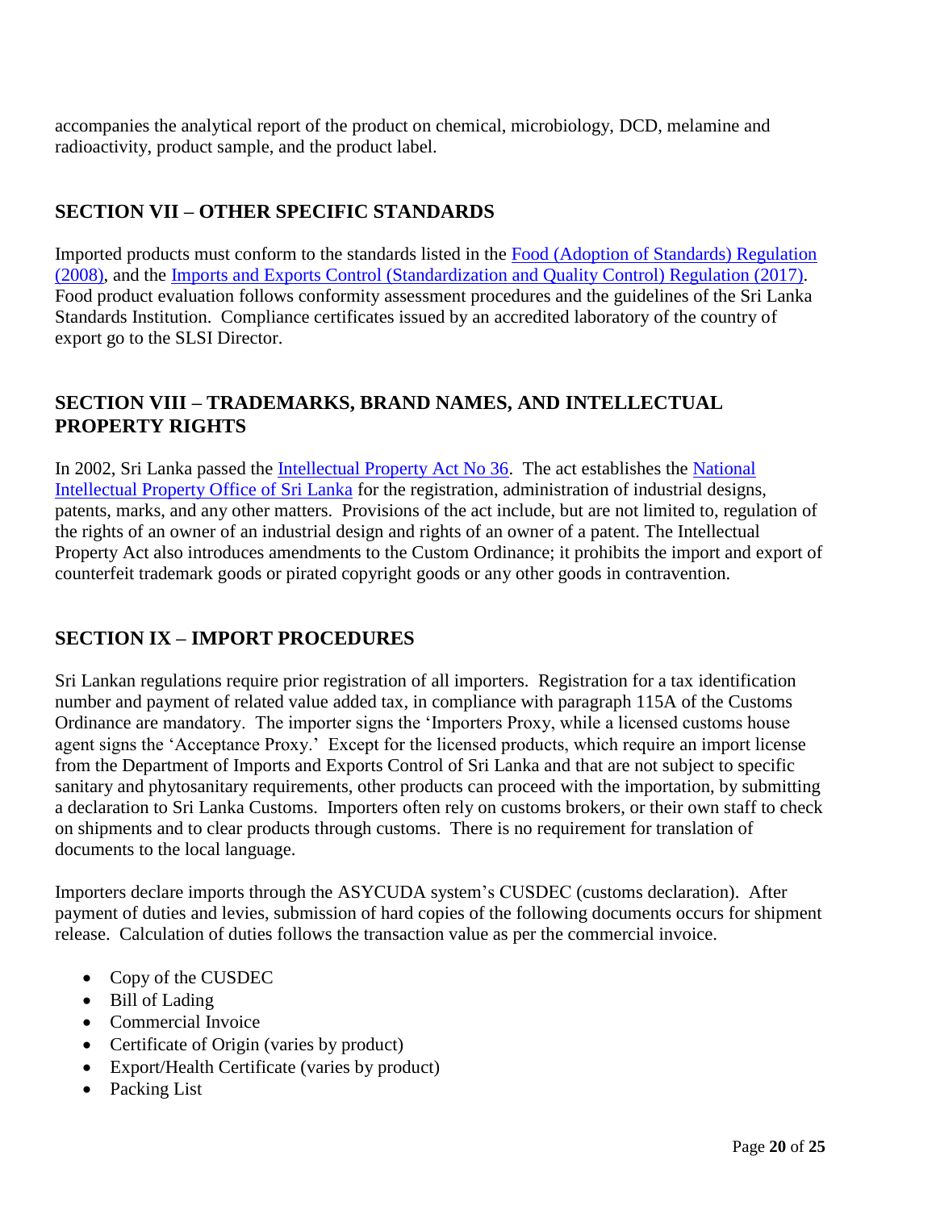accompanies the analytical report of the product on chemical, microbiology, DCD, melamine and radioactivity, product sample, and the product label.

## SECTION VII – OTHER SPECIFIC STANDARDS

Imported products must conform to the standards listed in the Food (Adoption of Standards) Regulation (2008), and the Imports and Exports Control (Standardization and Quality Control) Regulation (2017). Food product evaluation follows conformity assessment procedures and the guidelines of the Sri Lanka Standards Institution. Compliance certificates issued by an accredited laboratory of the country of export go to the SLSI Director.

## SECTION VIII – TRADEMARKS, BRAND NAMES, AND INTELLECTUAL PROPERTY RIGHTS

In 2002, Sri Lanka passed the Intellectual Property Act No 36. The act establishes the National Intellectual Property Office of Sri Lanka for the registration, administration of industrial designs, patents, marks, and any other matters. Provisions of the act include, but are not limited to, regulation of the rights of an owner of an industrial design and rights of an owner of a patent. The Intellectual Property Act also introduces amendments to the Custom Ordinance; it prohibits the import and export of counterfeit trademark goods or pirated copyright goods or any other goods in contravention.

## SECTION IX – IMPORT PROCEDURES

Sri Lankan regulations require prior registration of all importers. Registration for a tax identification number and payment of related value added tax, in compliance with paragraph 115A of the Customs Ordinance are mandatory. The importer signs the 'Importers Proxy, while a licensed customs house agent signs the 'Acceptance Proxy.' Except for the licensed products, which require an import license from the Department of Imports and Exports Control of Sri Lanka and that are not subject to specific sanitary and phytosanitary requirements, other products can proceed with the importation, by submitting a declaration to Sri Lanka Customs. Importers often rely on customs brokers, or their own staff to check on shipments and to clear products through customs. There is no requirement for translation of documents to the local language.

Importers declare imports through the ASYCUDA system's CUSDEC (customs declaration). After payment of duties and levies, submission of hard copies of the following documents occurs for shipment release. Calculation of duties follows the transaction value as per the commercial invoice.

- Copy of the CUSDEC
- Bill of Lading
- Commercial Invoice
- Certificate of Origin (varies by product)
- Export/Health Certificate (varies by product)
- Packing List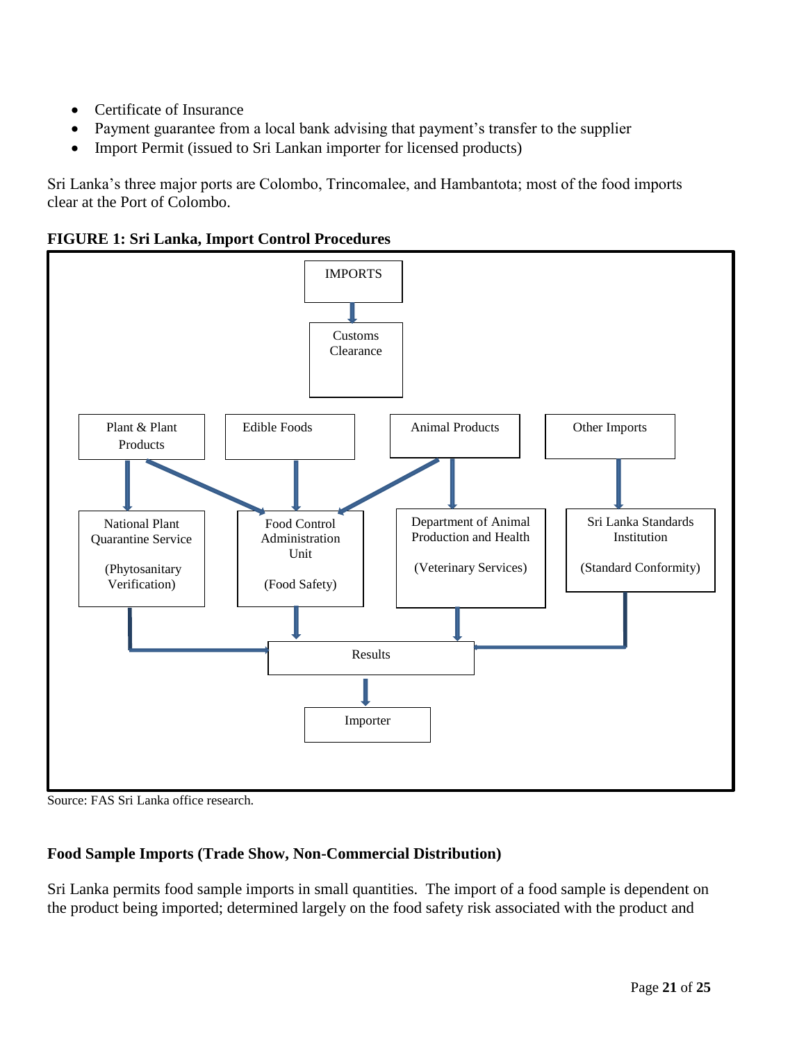- Certificate of Insurance
- Payment guarantee from a local bank advising that payment's transfer to the supplier
- Import Permit (issued to Sri Lankan importer for licensed products)

Sri Lanka's three major ports are Colombo, Trincomalee, and Hambantota; most of the food imports clear at the Port of Colombo.

**FIGURE 1: Sri Lanka, Import Control Procedures**

IMPORTS

Customs Clearance

Plant & Plant Products

Edible Foods

Animal Products

Other Imports

National Plant Quarantine Service (Phytosanitary Verification)

Food Control Administration Unit (Food Safety)

Department of Animal Production and Health (Veterinary Services)

Sri Lanka Standards Institution (Standard Conformity)

Results

Importer

Source: FAS Sri Lanka office research.

**Food Sample Imports (Trade Show, Non-Commercial Distribution)**

Sri Lanka permits food sample imports in small quantities. The import of a food sample is dependent on the product being imported; determined largely on the food safety risk associated with the product and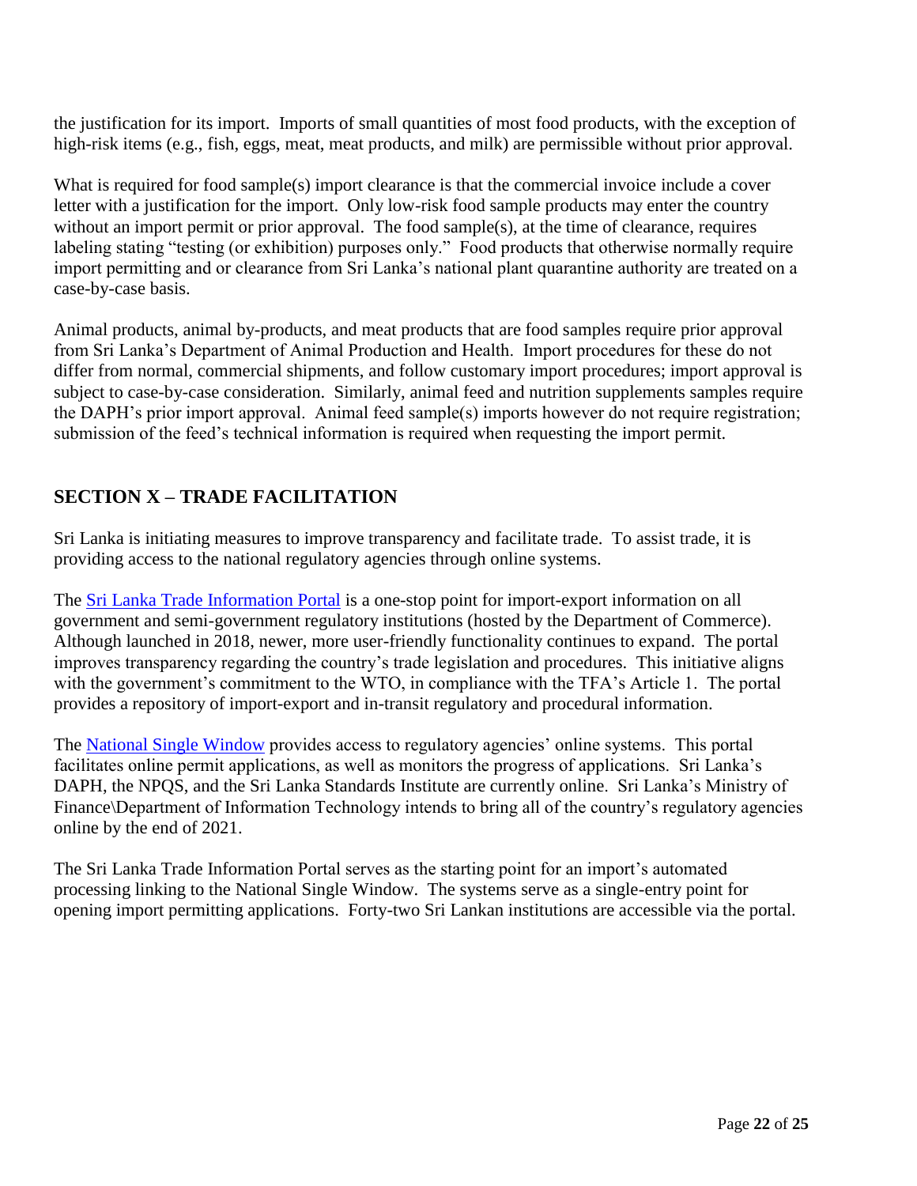the justification for its import. Imports of small quantities of most food products, with the exception of high-risk items (e.g., fish, eggs, meat, meat products, and milk) are permissible without prior approval.

What is required for food sample(s) import clearance is that the commercial invoice include a cover letter with a justification for the import. Only low-risk food sample products may enter the country without an import permit or prior approval. The food sample(s), at the time of clearance, requires labeling stating "testing (or exhibition) purposes only." Food products that otherwise normally require import permitting and or clearance from Sri Lanka's national plant quarantine authority are treated on a case-by-case basis.

Animal products, animal by-products, and meat products that are food samples require prior approval from Sri Lanka's Department of Animal Production and Health. Import procedures for these do not differ from normal, commercial shipments, and follow customary import procedures; import approval is subject to case-by-case consideration. Similarly, animal feed and nutrition supplements samples require the DAPH's prior import approval. Animal feed sample(s) imports however do not require registration; submission of the feed's technical information is required when requesting the import permit.

## SECTION X – TRADE FACILITATION

Sri Lanka is initiating measures to improve transparency and facilitate trade. To assist trade, it is providing access to the national regulatory agencies through online systems.

The Sri Lanka Trade Information Portal is a one-stop point for import-export information on all government and semi-government regulatory institutions (hosted by the Department of Commerce). Although launched in 2018, newer, more user-friendly functionality continues to expand. The portal improves transparency regarding the country's trade legislation and procedures. This initiative aligns with the government's commitment to the WTO, in compliance with the TFA's Article 1. The portal provides a repository of import-export and in-transit regulatory and procedural information.

The National Single Window provides access to regulatory agencies' online systems. This portal facilitates online permit applications, as well as monitors the progress of applications. Sri Lanka's DAPH, the NPQS, and the Sri Lanka Standards Institute are currently online. Sri Lanka's Ministry of Finance\Department of Information Technology intends to bring all of the country's regulatory agencies online by the end of 2021.

The Sri Lanka Trade Information Portal serves as the starting point for an import's automated processing linking to the National Single Window. The systems serve as a single-entry point for opening import permitting applications. Forty-two Sri Lankan institutions are accessible via the portal.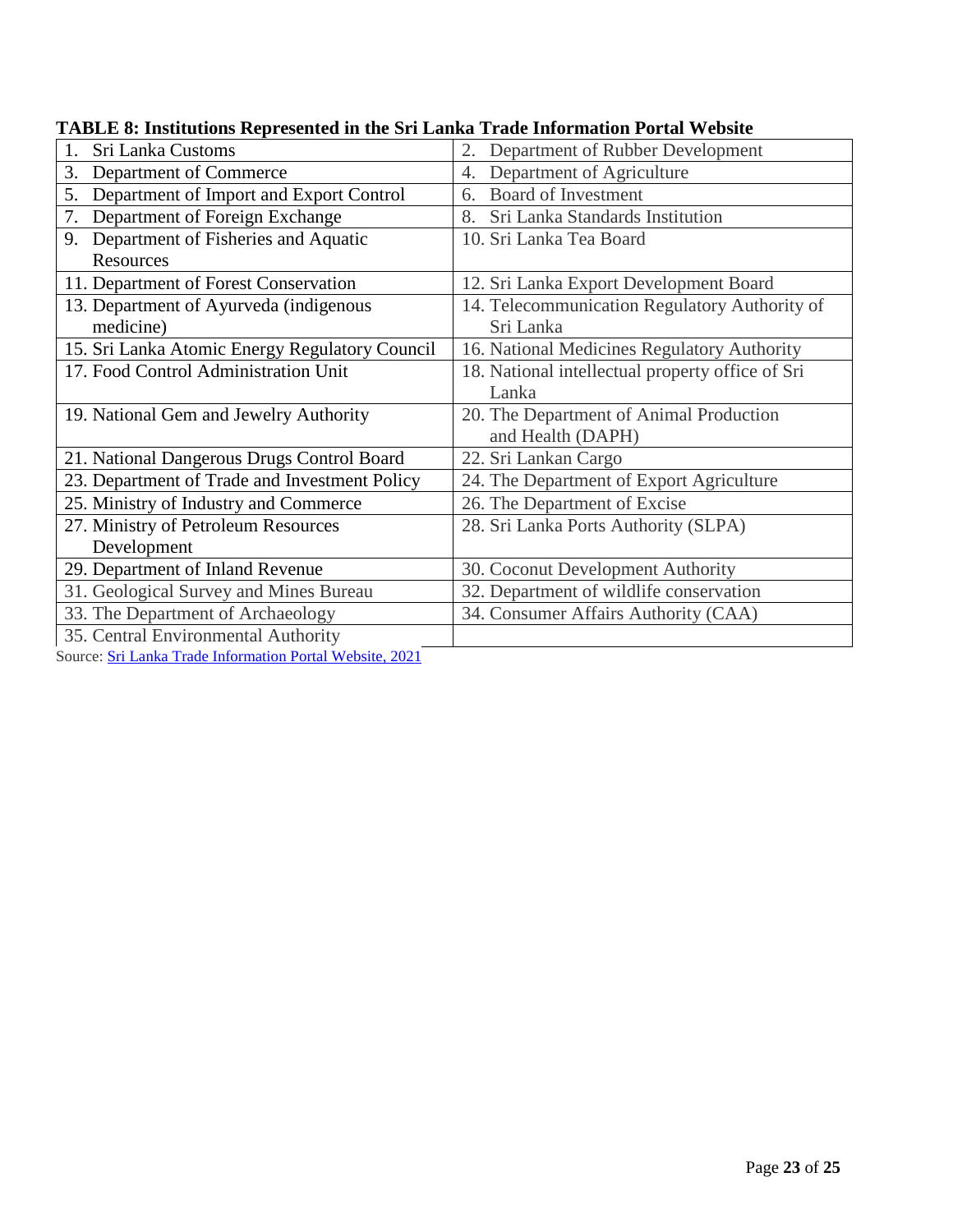**TABLE 8: Institutions Represented in the Sri Lanka Trade Information Portal Website**

| | |
|---|---|
| 1. Sri Lanka Customs | 2. Department of Rubber Development |
| 3. Department of Commerce | 4. Department of Agriculture |
| 5. Department of Import and Export Control | 6. Board of Investment |
| 7. Department of Foreign Exchange | 8. Sri Lanka Standards Institution |
| 9. Department of Fisheries and Aquatic Resources | 10. Sri Lanka Tea Board |
| 11. Department of Forest Conservation | 12. Sri Lanka Export Development Board |
| 13. Department of Ayurveda (indigenous medicine) | 14. Telecommunication Regulatory Authority of Sri Lanka |
| 15. Sri Lanka Atomic Energy Regulatory Council | 16. National Medicines Regulatory Authority |
| 17. Food Control Administration Unit | 18. National intellectual property office of Sri Lanka |
| 19. National Gem and Jewelry Authority | 20. The Department of Animal Production and Health (DAPH) |
| 21. National Dangerous Drugs Control Board | 22. Sri Lankan Cargo |
| 23. Department of Trade and Investment Policy | 24. The Department of Export Agriculture |
| 25. Ministry of Industry and Commerce | 26. The Department of Excise |
| 27. Ministry of Petroleum Resources Development | 28. Sri Lanka Ports Authority (SLPA) |
| 29. Department of Inland Revenue | 30. Coconut Development Authority |
| 31. Geological Survey and Mines Bureau | 32. Department of wildlife conservation |
| 33. The Department of Archaeology | 34. Consumer Affairs Authority (CAA) |
| 35. Central Environmental Authority | |

Source: Sri Lanka Trade Information Portal Website, 2021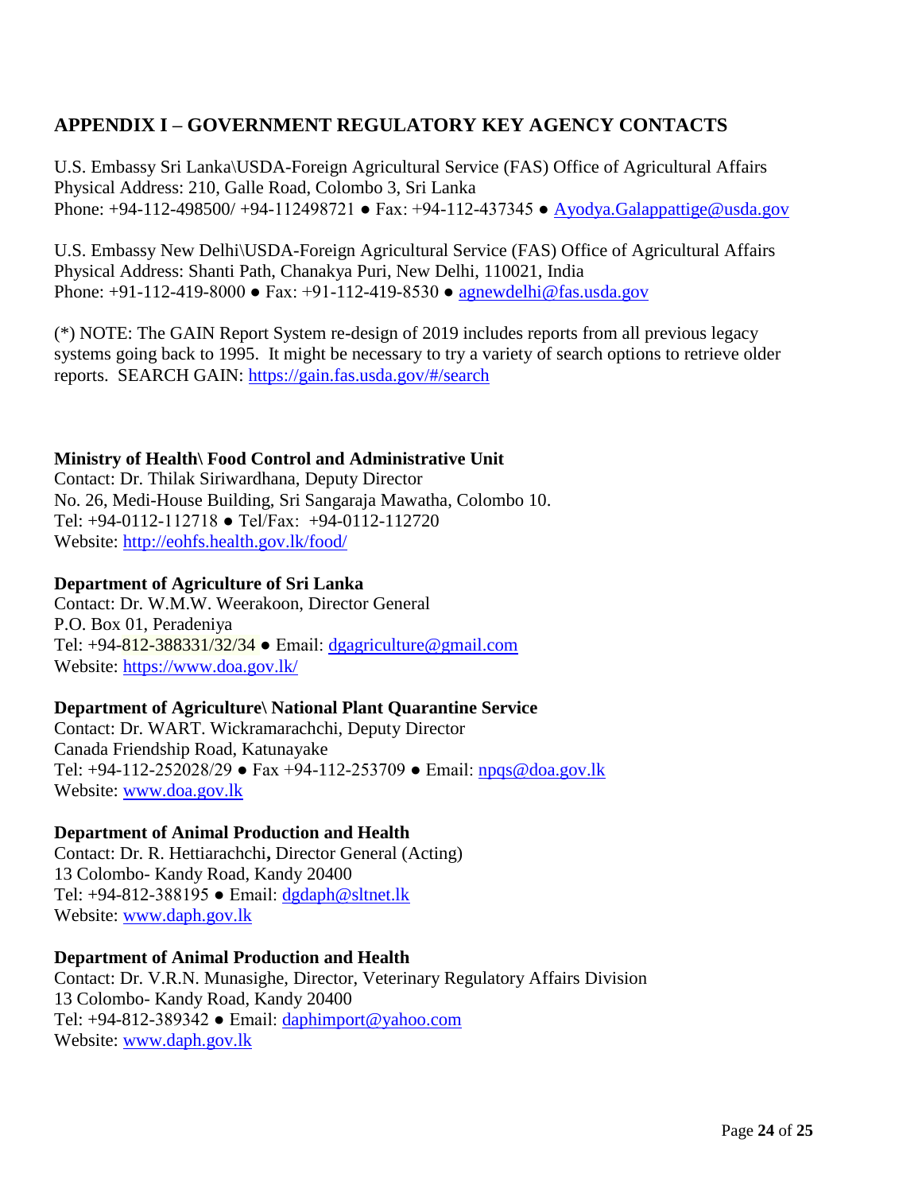## APPENDIX I – GOVERNMENT REGULATORY KEY AGENCY CONTACTS

U.S. Embassy Sri Lanka\USDA-Foreign Agricultural Service (FAS) Office of Agricultural Affairs
Physical Address: 210, Galle Road, Colombo 3, Sri Lanka
Phone: +94-112-498500/ +94-112498721 ● Fax: +94-112-437345 ● Ayodya.Galappattige@usda.gov

U.S. Embassy New Delhi\USDA-Foreign Agricultural Service (FAS) Office of Agricultural Affairs
Physical Address: Shanti Path, Chanakya Puri, New Delhi, 110021, India
Phone: +91-112-419-8000 ● Fax: +91-112-419-8530 ● agnewdelhi@fas.usda.gov

(*) NOTE: The GAIN Report System re-design of 2019 includes reports from all previous legacy systems going back to 1995. It might be necessary to try a variety of search options to retrieve older reports. SEARCH GAIN: https://gain.fas.usda.gov/#/search

**Ministry of Health\ Food Control and Administrative Unit**
Contact: Dr. Thilak Siriwardhana, Deputy Director
No. 26, Medi-House Building, Sri Sangaraja Mawatha, Colombo 10.
Tel: +94-0112-112718 ● Tel/Fax: +94-0112-112720
Website: http://eohfs.health.gov.lk/food/

**Department of Agriculture of Sri Lanka**
Contact: Dr. W.M.W. Weerakoon, Director General
P.O. Box 01, Peradeniya
Tel: +94-812-388331/32/34 ● Email: dgagriculture@gmail.com
Website: https://www.doa.gov.lk/

**Department of Agriculture\ National Plant Quarantine Service**
Contact: Dr. WART. Wickramarachchi, Deputy Director
Canada Friendship Road, Katunayake
Tel: +94-112-252028/29 ● Fax +94-112-253709 ● Email: npqs@doa.gov.lk
Website: www.doa.gov.lk

**Department of Animal Production and Health**
Contact: Dr. R. Hettiarachchi**,** Director General (Acting)
13 Colombo- Kandy Road, Kandy 20400
Tel: +94-812-388195 ● Email: dgdaph@sltnet.lk
Website: www.daph.gov.lk

**Department of Animal Production and Health**
Contact: Dr. V.R.N. Munasighe, Director, Veterinary Regulatory Affairs Division
13 Colombo- Kandy Road, Kandy 20400
Tel: +94-812-389342 ● Email: daphimport@yahoo.com
Website: www.daph.gov.lk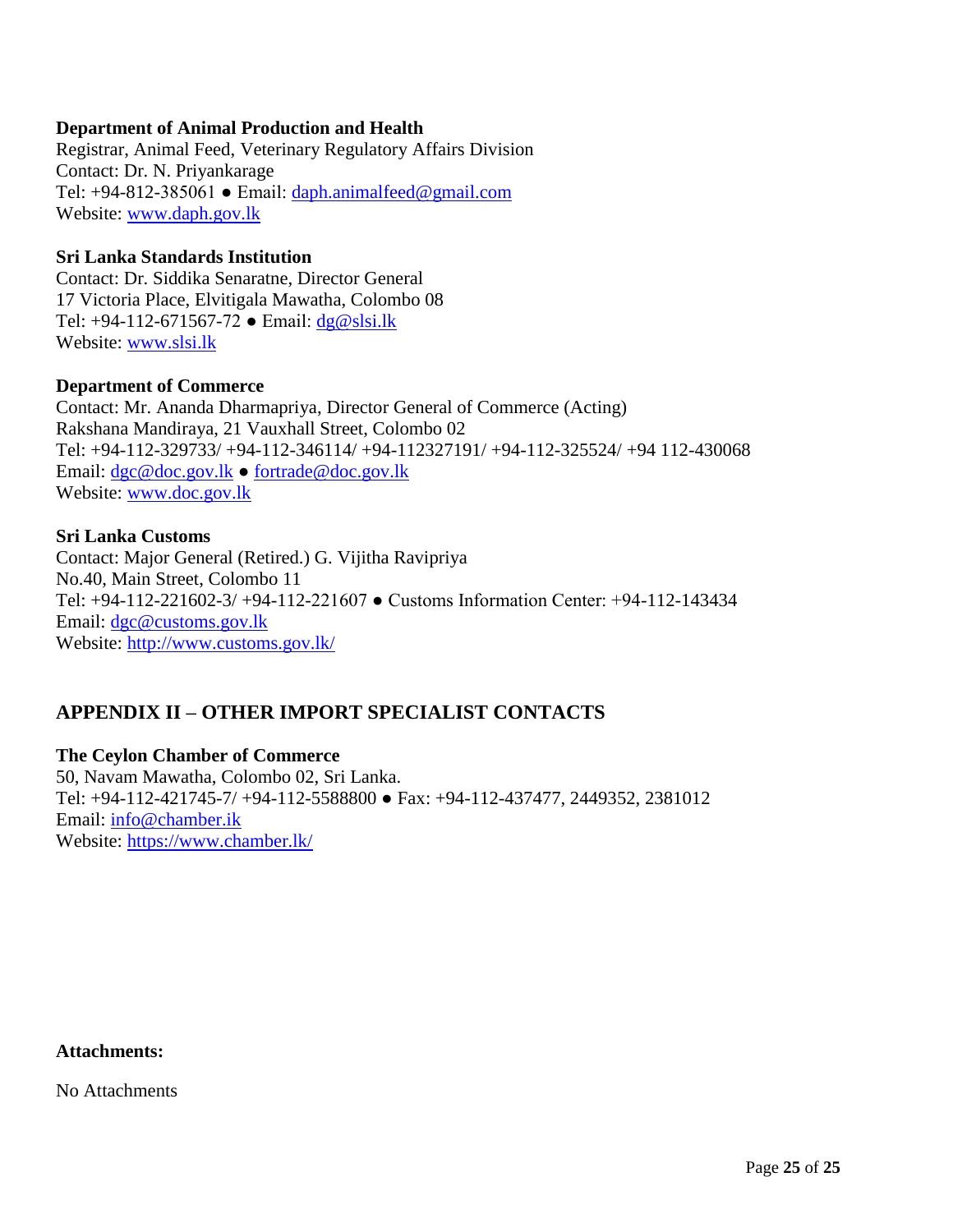**Department of Animal Production and Health**
Registrar, Animal Feed, Veterinary Regulatory Affairs Division
Contact: Dr. N. Priyankarage
Tel: +94-812-385061 ● Email: daph.animalfeed@gmail.com
Website: www.daph.gov.lk

**Sri Lanka Standards Institution**
Contact: Dr. Siddika Senaratne, Director General
17 Victoria Place, Elvitigala Mawatha, Colombo 08
Tel: +94-112-671567-72 ● Email: dg@slsi.lk
Website: www.slsi.lk

**Department of Commerce**
Contact: Mr. Ananda Dharmapriya, Director General of Commerce (Acting)
Rakshana Mandiraya, 21 Vauxhall Street, Colombo 02
Tel: +94-112-329733/ +94-112-346114/ +94-112327191/ +94-112-325524/ +94 112-430068
Email: dgc@doc.gov.lk ● fortrade@doc.gov.lk
Website: www.doc.gov.lk

**Sri Lanka Customs**
Contact: Major General (Retired.) G. Vijitha Ravipriya
No.40, Main Street, Colombo 11
Tel: +94-112-221602-3/ +94-112-221607 ● Customs Information Center: +94-112-143434
Email: dgc@customs.gov.lk
Website: http://www.customs.gov.lk/

## APPENDIX II – OTHER IMPORT SPECIALIST CONTACTS

**The Ceylon Chamber of Commerce**
50, Navam Mawatha, Colombo 02, Sri Lanka.
Tel: +94-112-421745-7/ +94-112-5588800 ● Fax: +94-112-437477, 2449352, 2381012
Email: info@chamber.ik
Website: https://www.chamber.lk/

**Attachments:**

No Attachments